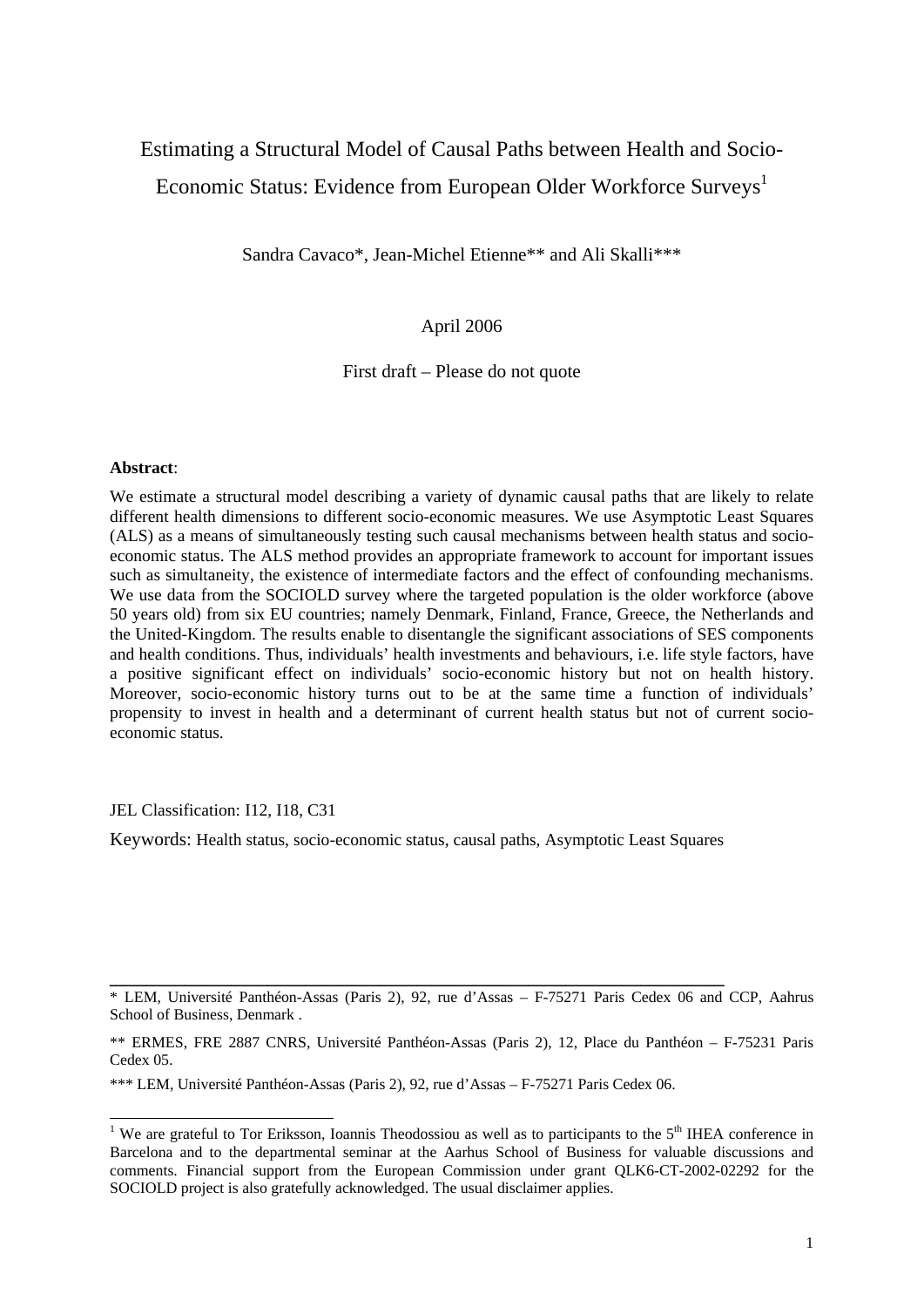# Estimating a Structural Model of Causal Paths between Health and Socio-Economic Status: Evidence from European Older Workforce Surveys[1]

Sandra Cavaco*, Jean-Michel Etienne** and Ali Skalli***

April 2006

First draft – Please do not quote

**Abstract**:

We estimate a structural model describing a variety of dynamic causal paths that are likely to relate different health dimensions to different socio-economic measures. We use Asymptotic Least Squares (ALS) as a means of simultaneously testing such causal mechanisms between health status and socio-economic status. The ALS method provides an appropriate framework to account for important issues such as simultaneity, the existence of intermediate factors and the effect of confounding mechanisms. We use data from the SOCIOLD survey where the targeted population is the older workforce (above 50 years old) from six EU countries; namely Denmark, Finland, France, Greece, the Netherlands and the United-Kingdom. The results enable to disentangle the significant associations of SES components and health conditions. Thus, individuals' health investments and behaviours, i.e. life style factors, have a positive significant effect on individuals' socio-economic history but not on health history. Moreover, socio-economic history turns out to be at the same time a function of individuals' propensity to invest in health and a determinant of current health status but not of current socio-economic status.

JEL Classification: I12, I18, C31

Keywords: Health status, socio-economic status, causal paths, Asymptotic Least Squares

---

\* LEM, Université Panthéon-Assas (Paris 2), 92, rue d'Assas – F-75271 Paris Cedex 06 and CCP, Aahrus School of Business, Denmark .

\** ERMES, FRE 2887 CNRS, Université Panthéon-Assas (Paris 2), 12, Place du Panthéon – F-75231 Paris Cedex 05.

\*** LEM, Université Panthéon-Assas (Paris 2), 92, rue d'Assas – F-75271 Paris Cedex 06.

[1] We are grateful to Tor Eriksson, Ioannis Theodossiou as well as to participants to the 5th IHEA conference in Barcelona and to the departmental seminar at the Aarhus School of Business for valuable discussions and comments. Financial support from the European Commission under grant QLK6-CT-2002-02292 for the SOCIOLD project is also gratefully acknowledged. The usual disclaimer applies.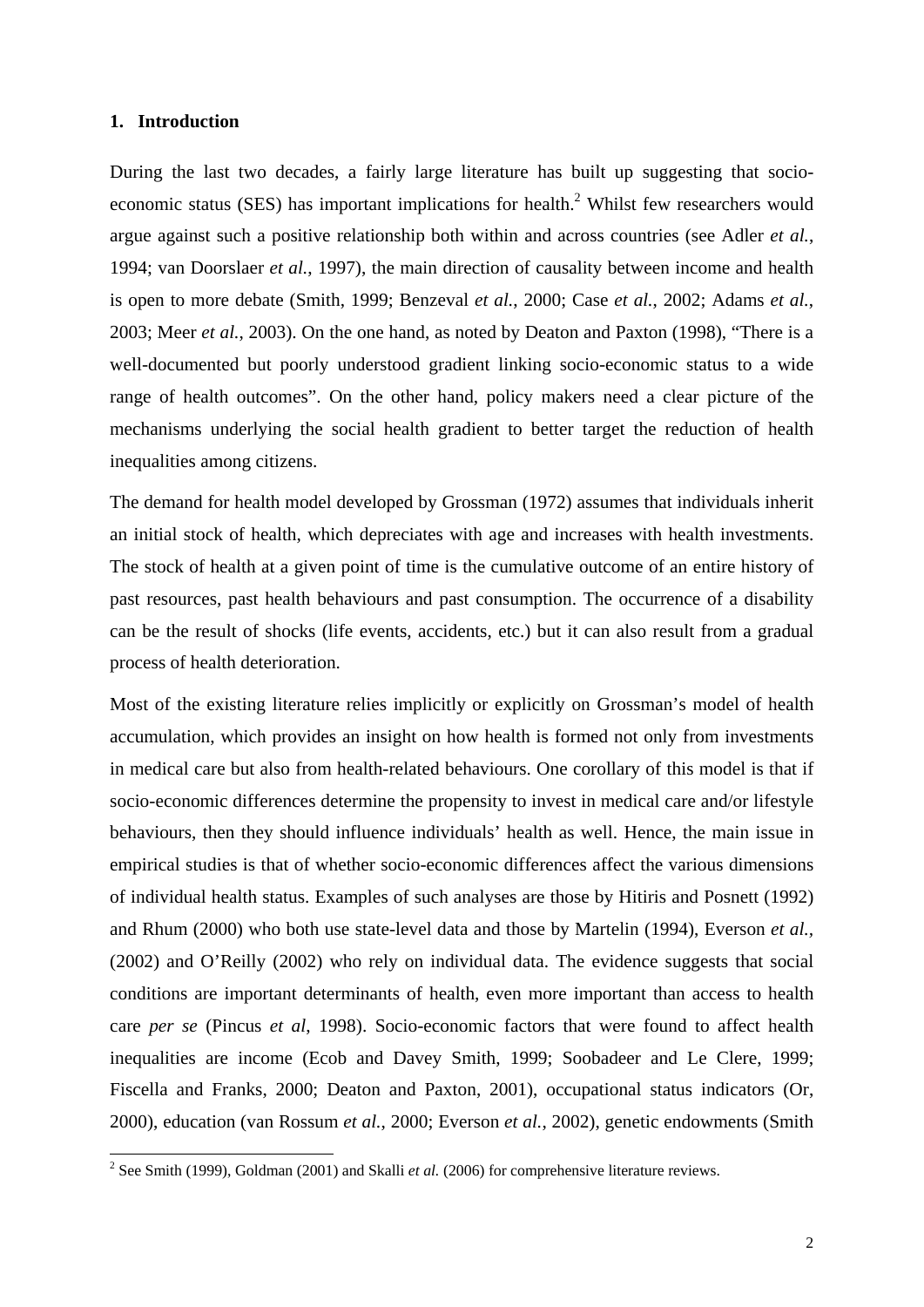## 1. Introduction

During the last two decades, a fairly large literature has built up suggesting that socio-economic status (SES) has important implications for health.[2] Whilst few researchers would argue against such a positive relationship both within and across countries (see Adler *et al.*, 1994; van Doorslaer *et al.*, 1997), the main direction of causality between income and health is open to more debate (Smith, 1999; Benzeval *et al.*, 2000; Case *et al.*, 2002; Adams *et al.*, 2003; Meer *et al.*, 2003). On the one hand, as noted by Deaton and Paxton (1998), "There is a well-documented but poorly understood gradient linking socio-economic status to a wide range of health outcomes". On the other hand, policy makers need a clear picture of the mechanisms underlying the social health gradient to better target the reduction of health inequalities among citizens.

The demand for health model developed by Grossman (1972) assumes that individuals inherit an initial stock of health, which depreciates with age and increases with health investments. The stock of health at a given point of time is the cumulative outcome of an entire history of past resources, past health behaviours and past consumption. The occurrence of a disability can be the result of shocks (life events, accidents, etc.) but it can also result from a gradual process of health deterioration.

Most of the existing literature relies implicitly or explicitly on Grossman's model of health accumulation, which provides an insight on how health is formed not only from investments in medical care but also from health-related behaviours. One corollary of this model is that if socio-economic differences determine the propensity to invest in medical care and/or lifestyle behaviours, then they should influence individuals' health as well. Hence, the main issue in empirical studies is that of whether socio-economic differences affect the various dimensions of individual health status. Examples of such analyses are those by Hitiris and Posnett (1992) and Rhum (2000) who both use state-level data and those by Martelin (1994), Everson *et al.*, (2002) and O'Reilly (2002) who rely on individual data. The evidence suggests that social conditions are important determinants of health, even more important than access to health care *per se* (Pincus *et al*, 1998). Socio-economic factors that were found to affect health inequalities are income (Ecob and Davey Smith, 1999; Soobadeer and Le Clere, 1999; Fiscella and Franks, 2000; Deaton and Paxton, 2001), occupational status indicators (Or, 2000), education (van Rossum *et al.*, 2000; Everson *et al.*, 2002), genetic endowments (Smith

[2] See Smith (1999), Goldman (2001) and Skalli *et al.* (2006) for comprehensive literature reviews.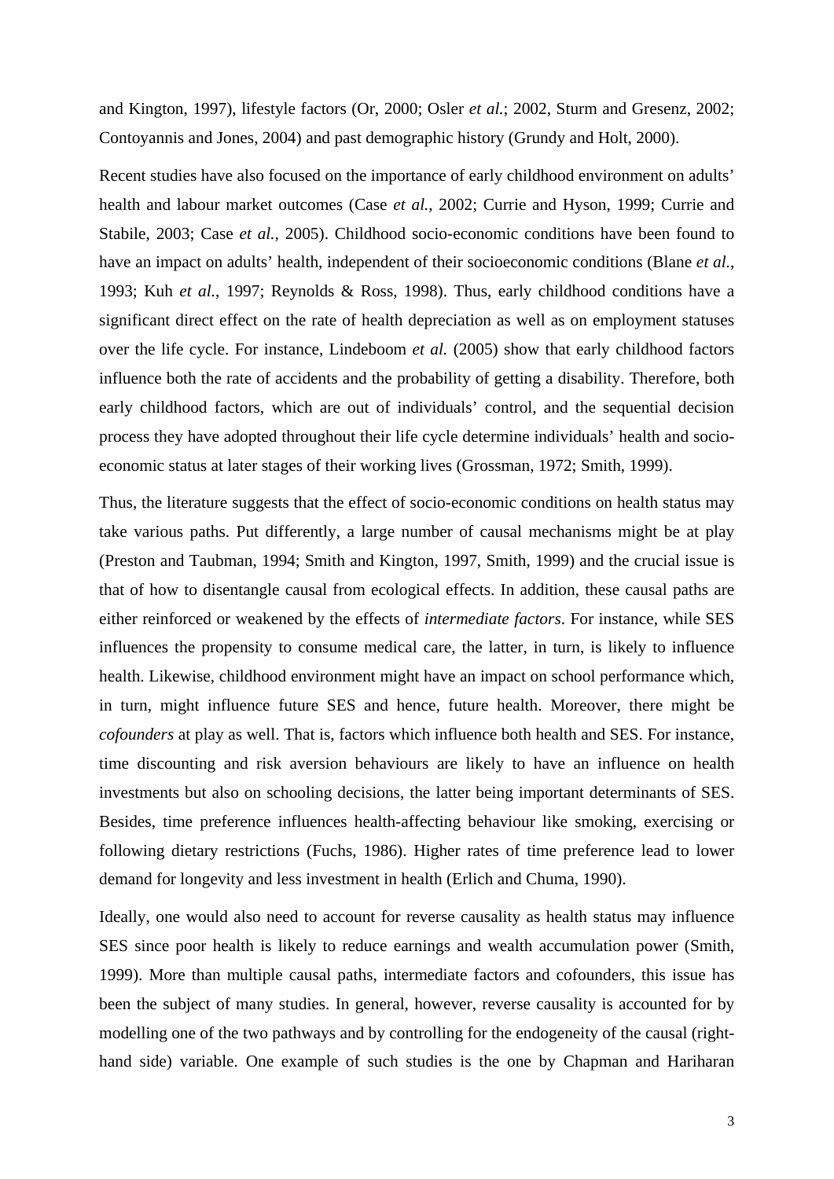and Kington, 1997), lifestyle factors (Or, 2000; Osler *et al.*; 2002, Sturm and Gresenz, 2002; Contoyannis and Jones, 2004) and past demographic history (Grundy and Holt, 2000).

Recent studies have also focused on the importance of early childhood environment on adults' health and labour market outcomes (Case *et al.*, 2002; Currie and Hyson, 1999; Currie and Stabile, 2003; Case *et al.*, 2005). Childhood socio-economic conditions have been found to have an impact on adults' health, independent of their socioeconomic conditions (Blane *et al.*, 1993; Kuh *et al.*, 1997; Reynolds & Ross, 1998). Thus, early childhood conditions have a significant direct effect on the rate of health depreciation as well as on employment statuses over the life cycle. For instance, Lindeboom *et al.* (2005) show that early childhood factors influence both the rate of accidents and the probability of getting a disability. Therefore, both early childhood factors, which are out of individuals' control, and the sequential decision process they have adopted throughout their life cycle determine individuals' health and socio-economic status at later stages of their working lives (Grossman, 1972; Smith, 1999).

Thus, the literature suggests that the effect of socio-economic conditions on health status may take various paths. Put differently, a large number of causal mechanisms might be at play (Preston and Taubman, 1994; Smith and Kington, 1997, Smith, 1999) and the crucial issue is that of how to disentangle causal from ecological effects. In addition, these causal paths are either reinforced or weakened by the effects of *intermediate factors*. For instance, while SES influences the propensity to consume medical care, the latter, in turn, is likely to influence health. Likewise, childhood environment might have an impact on school performance which, in turn, might influence future SES and hence, future health. Moreover, there might be *cofounders* at play as well. That is, factors which influence both health and SES. For instance, time discounting and risk aversion behaviours are likely to have an influence on health investments but also on schooling decisions, the latter being important determinants of SES. Besides, time preference influences health-affecting behaviour like smoking, exercising or following dietary restrictions (Fuchs, 1986). Higher rates of time preference lead to lower demand for longevity and less investment in health (Erlich and Chuma, 1990).

Ideally, one would also need to account for reverse causality as health status may influence SES since poor health is likely to reduce earnings and wealth accumulation power (Smith, 1999). More than multiple causal paths, intermediate factors and cofounders, this issue has been the subject of many studies. In general, however, reverse causality is accounted for by modelling one of the two pathways and by controlling for the endogeneity of the causal (right-hand side) variable. One example of such studies is the one by Chapman and Hariharan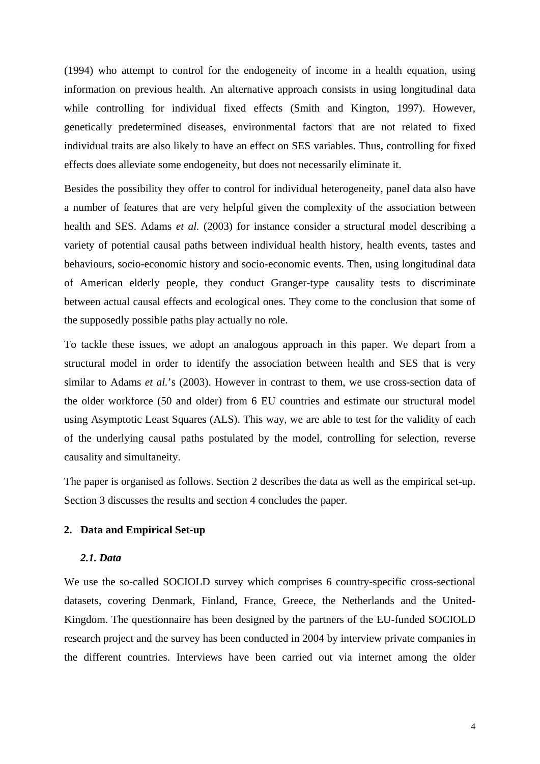(1994) who attempt to control for the endogeneity of income in a health equation, using information on previous health. An alternative approach consists in using longitudinal data while controlling for individual fixed effects (Smith and Kington, 1997). However, genetically predetermined diseases, environmental factors that are not related to fixed individual traits are also likely to have an effect on SES variables. Thus, controlling for fixed effects does alleviate some endogeneity, but does not necessarily eliminate it.

Besides the possibility they offer to control for individual heterogeneity, panel data also have a number of features that are very helpful given the complexity of the association between health and SES. Adams *et al.* (2003) for instance consider a structural model describing a variety of potential causal paths between individual health history, health events, tastes and behaviours, socio-economic history and socio-economic events. Then, using longitudinal data of American elderly people, they conduct Granger-type causality tests to discriminate between actual causal effects and ecological ones. They come to the conclusion that some of the supposedly possible paths play actually no role.

To tackle these issues, we adopt an analogous approach in this paper. We depart from a structural model in order to identify the association between health and SES that is very similar to Adams *et al.*'s (2003). However in contrast to them, we use cross-section data of the older workforce (50 and older) from 6 EU countries and estimate our structural model using Asymptotic Least Squares (ALS). This way, we are able to test for the validity of each of the underlying causal paths postulated by the model, controlling for selection, reverse causality and simultaneity.

The paper is organised as follows. Section 2 describes the data as well as the empirical set-up. Section 3 discusses the results and section 4 concludes the paper.

## 2. Data and Empirical Set-up

### *2.1. Data*

We use the so-called SOCIOLD survey which comprises 6 country-specific cross-sectional datasets, covering Denmark, Finland, France, Greece, the Netherlands and the United-Kingdom. The questionnaire has been designed by the partners of the EU-funded SOCIOLD research project and the survey has been conducted in 2004 by interview private companies in the different countries. Interviews have been carried out via internet among the older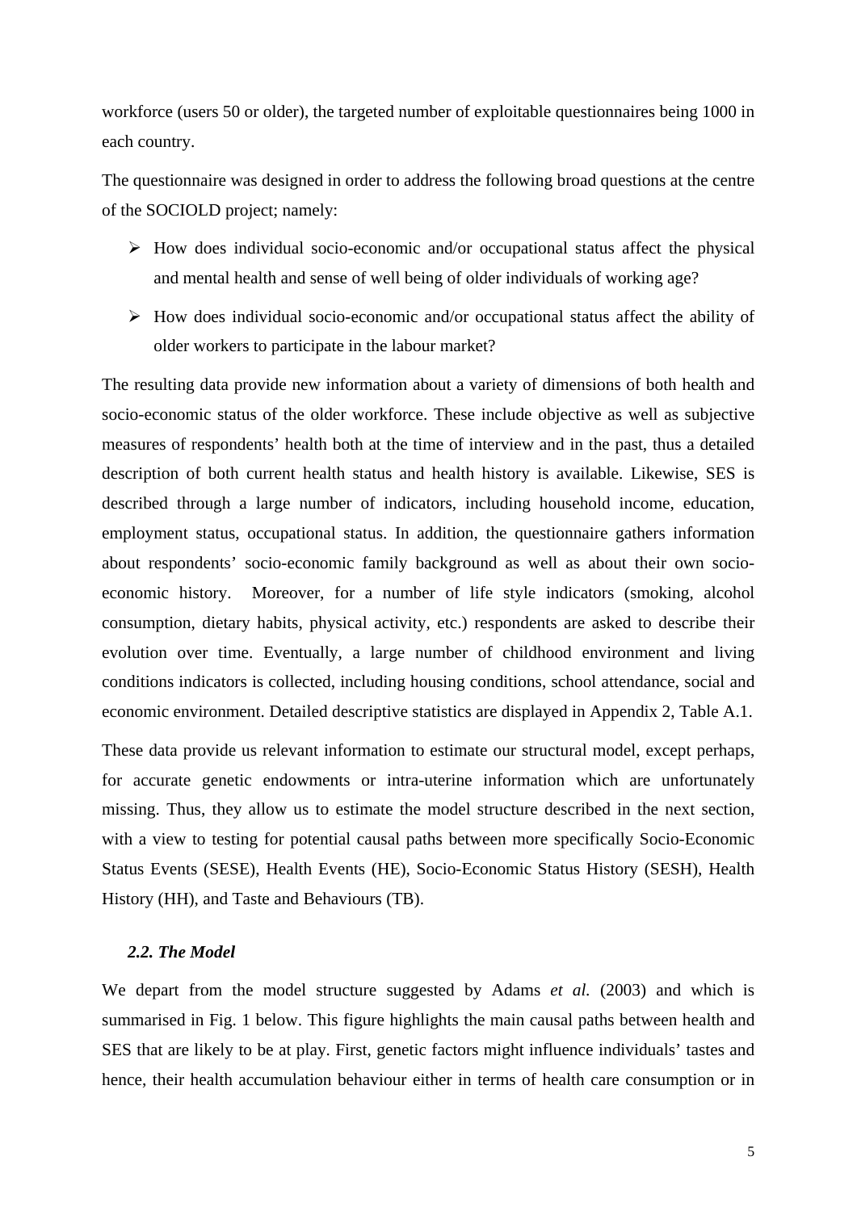workforce (users 50 or older), the targeted number of exploitable questionnaires being 1000 in each country.

The questionnaire was designed in order to address the following broad questions at the centre of the SOCIOLD project; namely:

- How does individual socio-economic and/or occupational status affect the physical and mental health and sense of well being of older individuals of working age?
- How does individual socio-economic and/or occupational status affect the ability of older workers to participate in the labour market?

The resulting data provide new information about a variety of dimensions of both health and socio-economic status of the older workforce. These include objective as well as subjective measures of respondents' health both at the time of interview and in the past, thus a detailed description of both current health status and health history is available. Likewise, SES is described through a large number of indicators, including household income, education, employment status, occupational status. In addition, the questionnaire gathers information about respondents' socio-economic family background as well as about their own socio-economic history. Moreover, for a number of life style indicators (smoking, alcohol consumption, dietary habits, physical activity, etc.) respondents are asked to describe their evolution over time. Eventually, a large number of childhood environment and living conditions indicators is collected, including housing conditions, school attendance, social and economic environment. Detailed descriptive statistics are displayed in Appendix 2, Table A.1.

These data provide us relevant information to estimate our structural model, except perhaps, for accurate genetic endowments or intra-uterine information which are unfortunately missing. Thus, they allow us to estimate the model structure described in the next section, with a view to testing for potential causal paths between more specifically Socio-Economic Status Events (SESE), Health Events (HE), Socio-Economic Status History (SESH), Health History (HH), and Taste and Behaviours (TB).

### *2.2. The Model*

We depart from the model structure suggested by Adams *et al.* (2003) and which is summarised in Fig. 1 below. This figure highlights the main causal paths between health and SES that are likely to be at play. First, genetic factors might influence individuals' tastes and hence, their health accumulation behaviour either in terms of health care consumption or in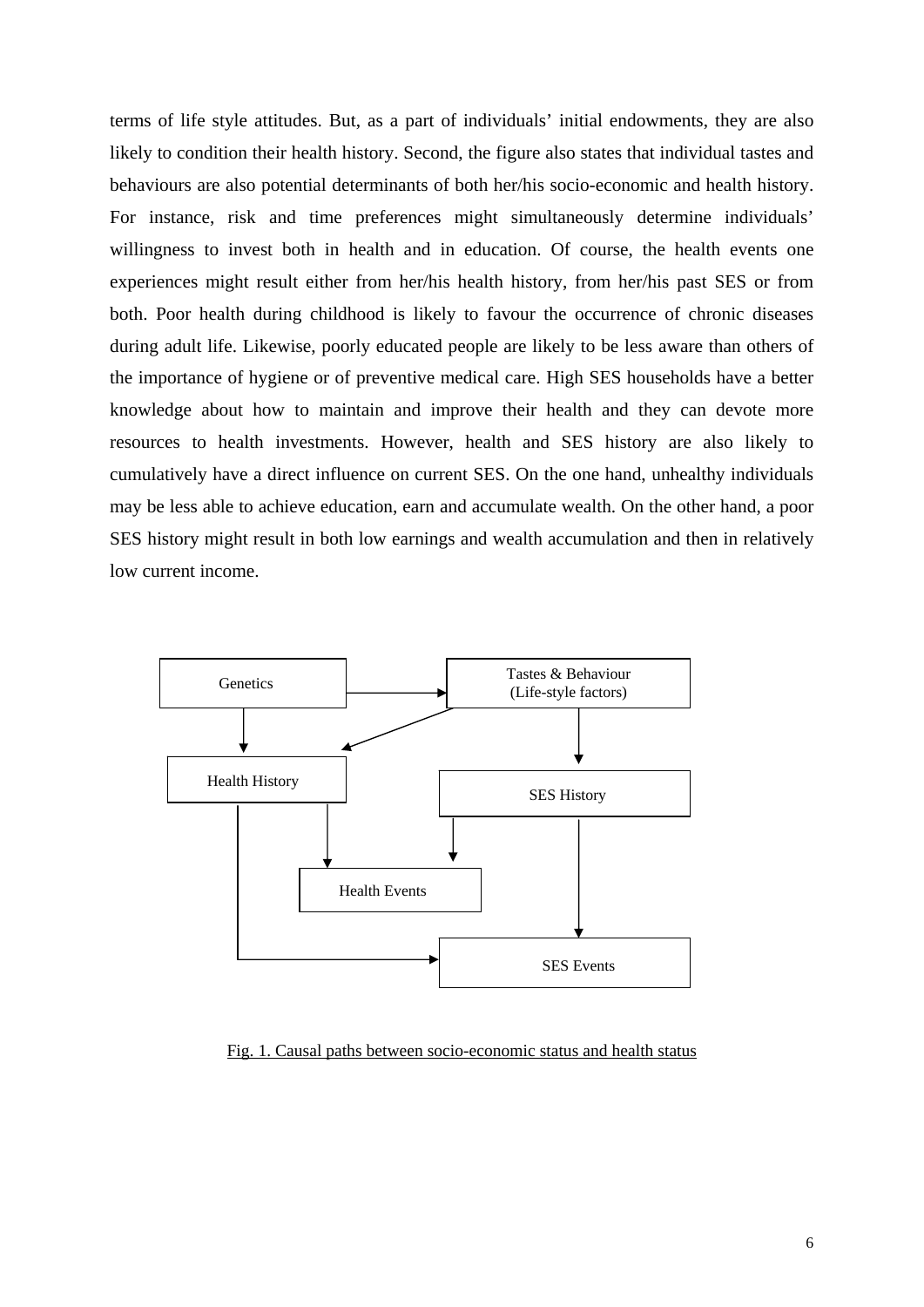terms of life style attitudes. But, as a part of individuals' initial endowments, they are also likely to condition their health history. Second, the figure also states that individual tastes and behaviours are also potential determinants of both her/his socio-economic and health history. For instance, risk and time preferences might simultaneously determine individuals' willingness to invest both in health and in education. Of course, the health events one experiences might result either from her/his health history, from her/his past SES or from both. Poor health during childhood is likely to favour the occurrence of chronic diseases during adult life. Likewise, poorly educated people are likely to be less aware than others of the importance of hygiene or of preventive medical care. High SES households have a better knowledge about how to maintain and improve their health and they can devote more resources to health investments. However, health and SES history are also likely to cumulatively have a direct influence on current SES. On the one hand, unhealthy individuals may be less able to achieve education, earn and accumulate wealth. On the other hand, a poor SES history might result in both low earnings and wealth accumulation and then in relatively low current income.

Genetics

Tastes & Behaviour (Life-style factors)

Health History

SES History

Health Events

SES Events

Fig. 1. Causal paths between socio-economic status and health status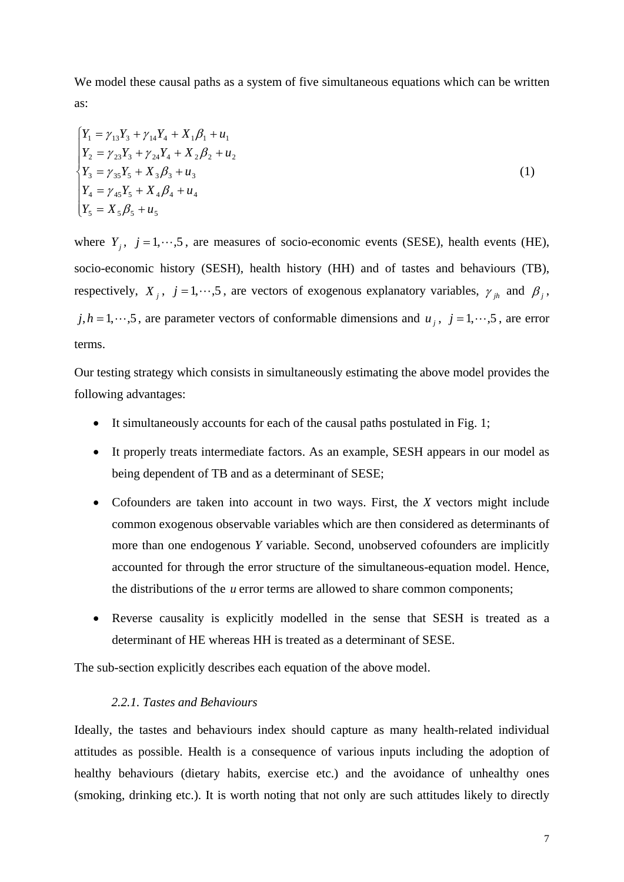We model these causal paths as a system of five simultaneous equations which can be written as:

$$
\begin{cases}
Y_1 = \gamma_{13} Y_3 + \gamma_{14} Y_4 + X_1 \beta_1 + u_1 \\
Y_2 = \gamma_{23} Y_3 + \gamma_{24} Y_4 + X_2 \beta_2 + u_2 \\
Y_3 = \gamma_{35} Y_5 + X_3 \beta_3 + u_3 \\
Y_4 = \gamma_{45} Y_5 + X_4 \beta_4 + u_4 \\
Y_5 = X_5 \beta_5 + u_5
\end{cases}
\tag{1}
$$

where $Y_j$, $j = 1, \cdots, 5$, are measures of socio-economic events (SESE), health events (HE), socio-economic history (SESH), health history (HH) and of tastes and behaviours (TB), respectively, $X_j$, $j = 1, \cdots, 5$, are vectors of exogenous explanatory variables, $\gamma_{jh}$ and $\beta_j$, $j, h = 1, \cdots, 5$, are parameter vectors of conformable dimensions and $u_j$, $j = 1, \cdots, 5$, are error terms.

Our testing strategy which consists in simultaneously estimating the above model provides the following advantages:

- It simultaneously accounts for each of the causal paths postulated in Fig. 1;
- It properly treats intermediate factors. As an example, SESH appears in our model as being dependent of TB and as a determinant of SESE;
- Cofounders are taken into account in two ways. First, the *X* vectors might include common exogenous observable variables which are then considered as determinants of more than one endogenous *Y* variable. Second, unobserved cofounders are implicitly accounted for through the error structure of the simultaneous-equation model. Hence, the distributions of the *u* error terms are allowed to share common components;
- Reverse causality is explicitly modelled in the sense that SESH is treated as a determinant of HE whereas HH is treated as a determinant of SESE.

The sub-section explicitly describes each equation of the above model.

### *2.2.1. Tastes and Behaviours*

Ideally, the tastes and behaviours index should capture as many health-related individual attitudes as possible. Health is a consequence of various inputs including the adoption of healthy behaviours (dietary habits, exercise etc.) and the avoidance of unhealthy ones (smoking, drinking etc.). It is worth noting that not only are such attitudes likely to directly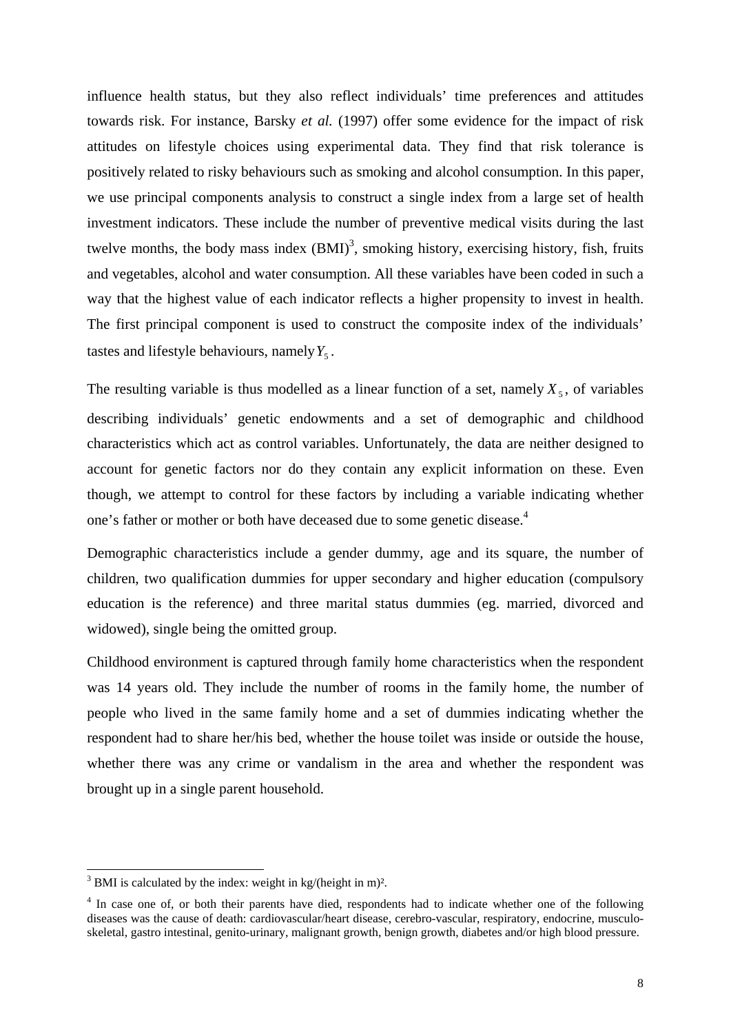influence health status, but they also reflect individuals' time preferences and attitudes towards risk. For instance, Barsky *et al.* (1997) offer some evidence for the impact of risk attitudes on lifestyle choices using experimental data. They find that risk tolerance is positively related to risky behaviours such as smoking and alcohol consumption. In this paper, we use principal components analysis to construct a single index from a large set of health investment indicators. These include the number of preventive medical visits during the last twelve months, the body mass index (BMI)[3], smoking history, exercising history, fish, fruits and vegetables, alcohol and water consumption. All these variables have been coded in such a way that the highest value of each indicator reflects a higher propensity to invest in health. The first principal component is used to construct the composite index of the individuals' tastes and lifestyle behaviours, namely $Y_5$.

The resulting variable is thus modelled as a linear function of a set, namely $X_5$, of variables describing individuals' genetic endowments and a set of demographic and childhood characteristics which act as control variables. Unfortunately, the data are neither designed to account for genetic factors nor do they contain any explicit information on these. Even though, we attempt to control for these factors by including a variable indicating whether one's father or mother or both have deceased due to some genetic disease.[4]

Demographic characteristics include a gender dummy, age and its square, the number of children, two qualification dummies for upper secondary and higher education (compulsory education is the reference) and three marital status dummies (eg. married, divorced and widowed), single being the omitted group.

Childhood environment is captured through family home characteristics when the respondent was 14 years old. They include the number of rooms in the family home, the number of people who lived in the same family home and a set of dummies indicating whether the respondent had to share her/his bed, whether the house toilet was inside or outside the house, whether there was any crime or vandalism in the area and whether the respondent was brought up in a single parent household.

---

[3] BMI is calculated by the index: weight in kg/(height in m)².

[4] In case one of, or both their parents have died, respondents had to indicate whether one of the following diseases was the cause of death: cardiovascular/heart disease, cerebro-vascular, respiratory, endocrine, musculo-skeletal, gastro intestinal, genito-urinary, malignant growth, benign growth, diabetes and/or high blood pressure.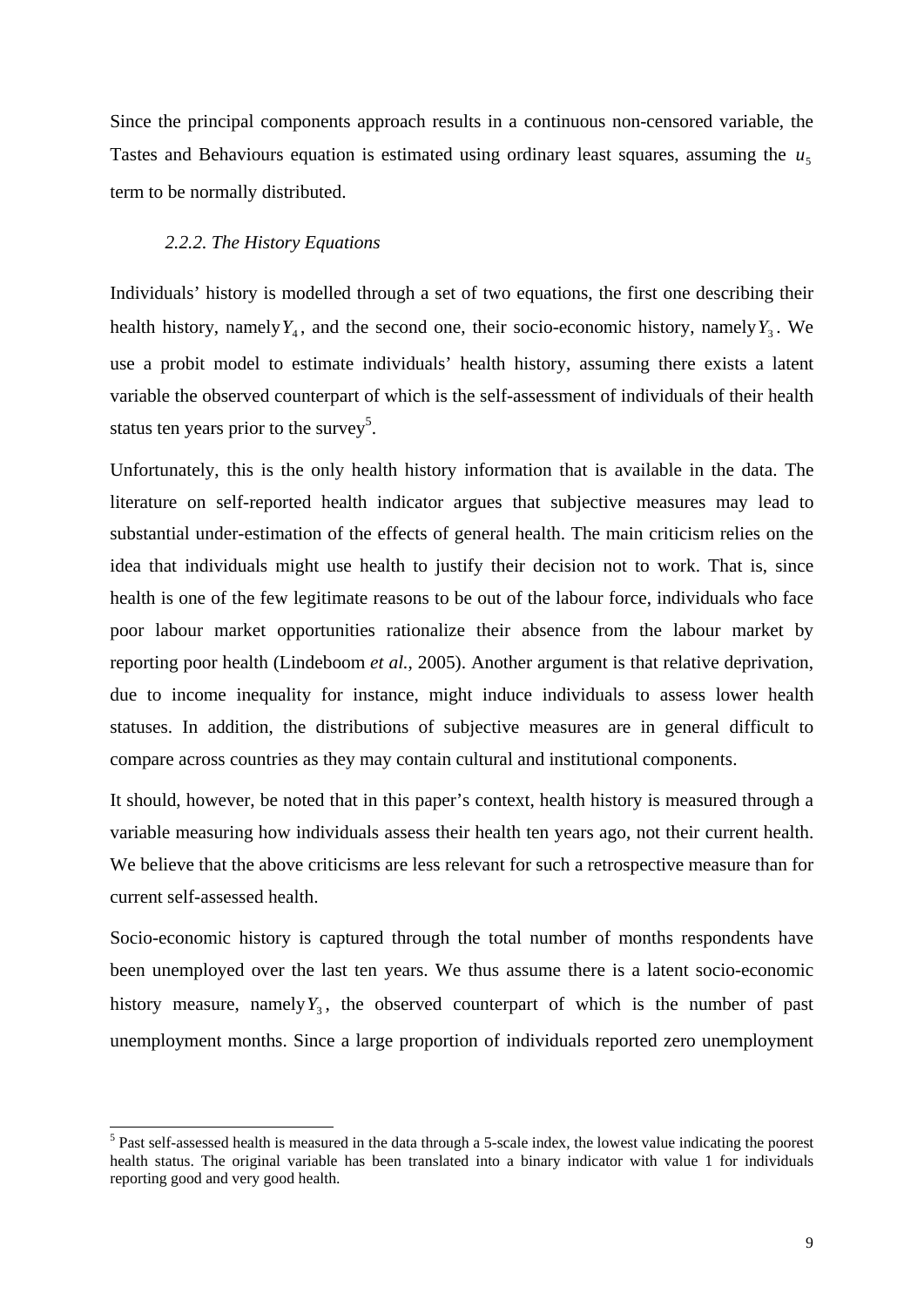Since the principal components approach results in a continuous non-censored variable, the Tastes and Behaviours equation is estimated using ordinary least squares, assuming the $u_5$ term to be normally distributed.

### *2.2.2. The History Equations*

Individuals' history is modelled through a set of two equations, the first one describing their health history, namely $Y_4$, and the second one, their socio-economic history, namely $Y_3$. We use a probit model to estimate individuals' health history, assuming there exists a latent variable the observed counterpart of which is the self-assessment of individuals of their health status ten years prior to the survey[5].

Unfortunately, this is the only health history information that is available in the data. The literature on self-reported health indicator argues that subjective measures may lead to substantial under-estimation of the effects of general health. The main criticism relies on the idea that individuals might use health to justify their decision not to work. That is, since health is one of the few legitimate reasons to be out of the labour force, individuals who face poor labour market opportunities rationalize their absence from the labour market by reporting poor health (Lindeboom *et al.*, 2005). Another argument is that relative deprivation, due to income inequality for instance, might induce individuals to assess lower health statuses. In addition, the distributions of subjective measures are in general difficult to compare across countries as they may contain cultural and institutional components.

It should, however, be noted that in this paper's context, health history is measured through a variable measuring how individuals assess their health ten years ago, not their current health. We believe that the above criticisms are less relevant for such a retrospective measure than for current self-assessed health.

Socio-economic history is captured through the total number of months respondents have been unemployed over the last ten years. We thus assume there is a latent socio-economic history measure, namely $Y_3$, the observed counterpart of which is the number of past unemployment months. Since a large proportion of individuals reported zero unemployment

[5] Past self-assessed health is measured in the data through a 5-scale index, the lowest value indicating the poorest health status. The original variable has been translated into a binary indicator with value 1 for individuals reporting good and very good health.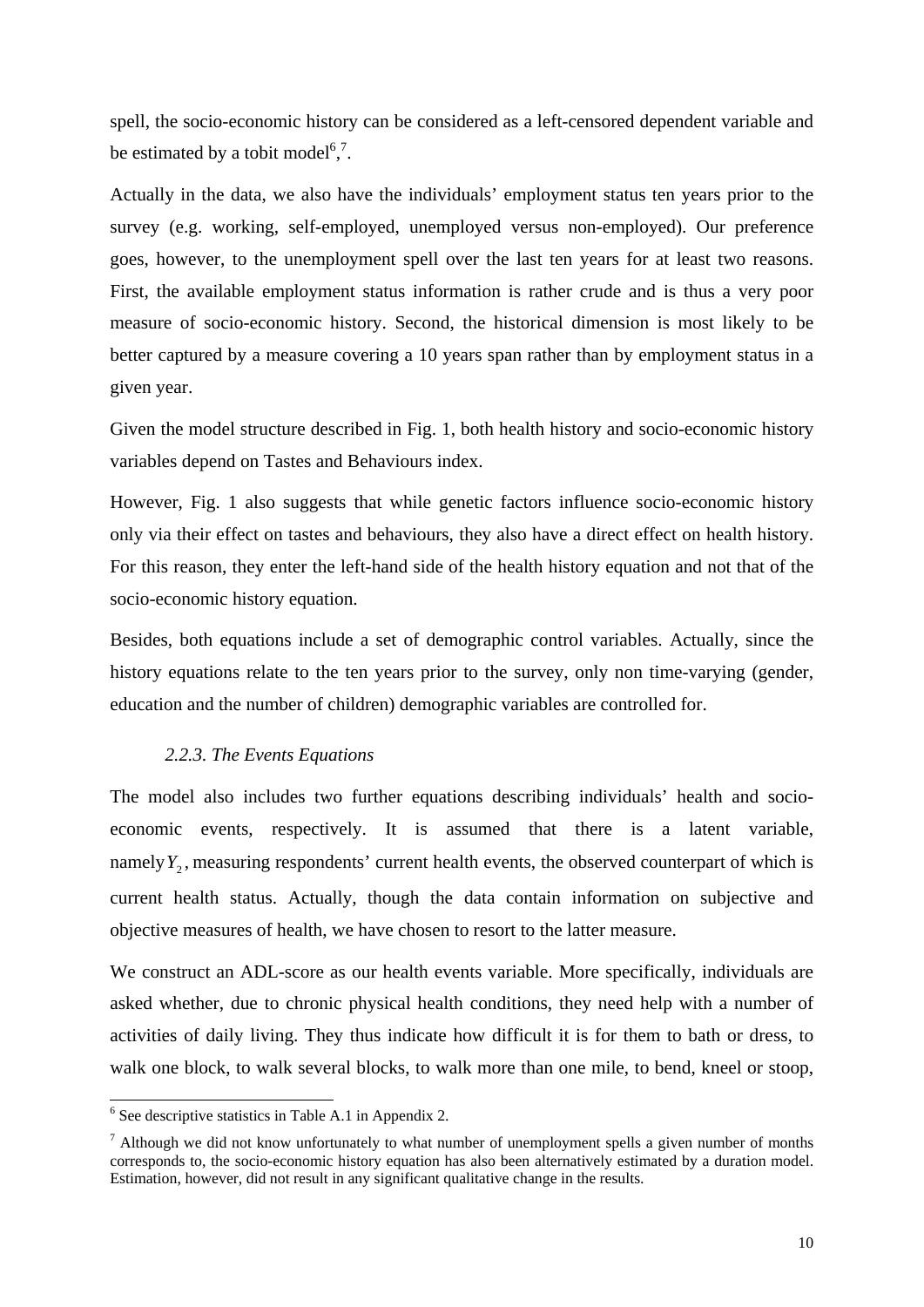spell, the socio-economic history can be considered as a left-censored dependent variable and be estimated by a tobit model[6],[7].

Actually in the data, we also have the individuals' employment status ten years prior to the survey (e.g. working, self-employed, unemployed versus non-employed). Our preference goes, however, to the unemployment spell over the last ten years for at least two reasons. First, the available employment status information is rather crude and is thus a very poor measure of socio-economic history. Second, the historical dimension is most likely to be better captured by a measure covering a 10 years span rather than by employment status in a given year.

Given the model structure described in Fig. 1, both health history and socio-economic history variables depend on Tastes and Behaviours index.

However, Fig. 1 also suggests that while genetic factors influence socio-economic history only via their effect on tastes and behaviours, they also have a direct effect on health history. For this reason, they enter the left-hand side of the health history equation and not that of the socio-economic history equation.

Besides, both equations include a set of demographic control variables. Actually, since the history equations relate to the ten years prior to the survey, only non time-varying (gender, education and the number of children) demographic variables are controlled for.

### *2.2.3. The Events Equations*

The model also includes two further equations describing individuals' health and socio-economic events, respectively. It is assumed that there is a latent variable, namely $Y_2$, measuring respondents' current health events, the observed counterpart of which is current health status. Actually, though the data contain information on subjective and objective measures of health, we have chosen to resort to the latter measure.

We construct an ADL-score as our health events variable. More specifically, individuals are asked whether, due to chronic physical health conditions, they need help with a number of activities of daily living. They thus indicate how difficult it is for them to bath or dress, to walk one block, to walk several blocks, to walk more than one mile, to bend, kneel or stoop,

---

[6] See descriptive statistics in Table A.1 in Appendix 2.

[7] Although we did not know unfortunately to what number of unemployment spells a given number of months corresponds to, the socio-economic history equation has also been alternatively estimated by a duration model. Estimation, however, did not result in any significant qualitative change in the results.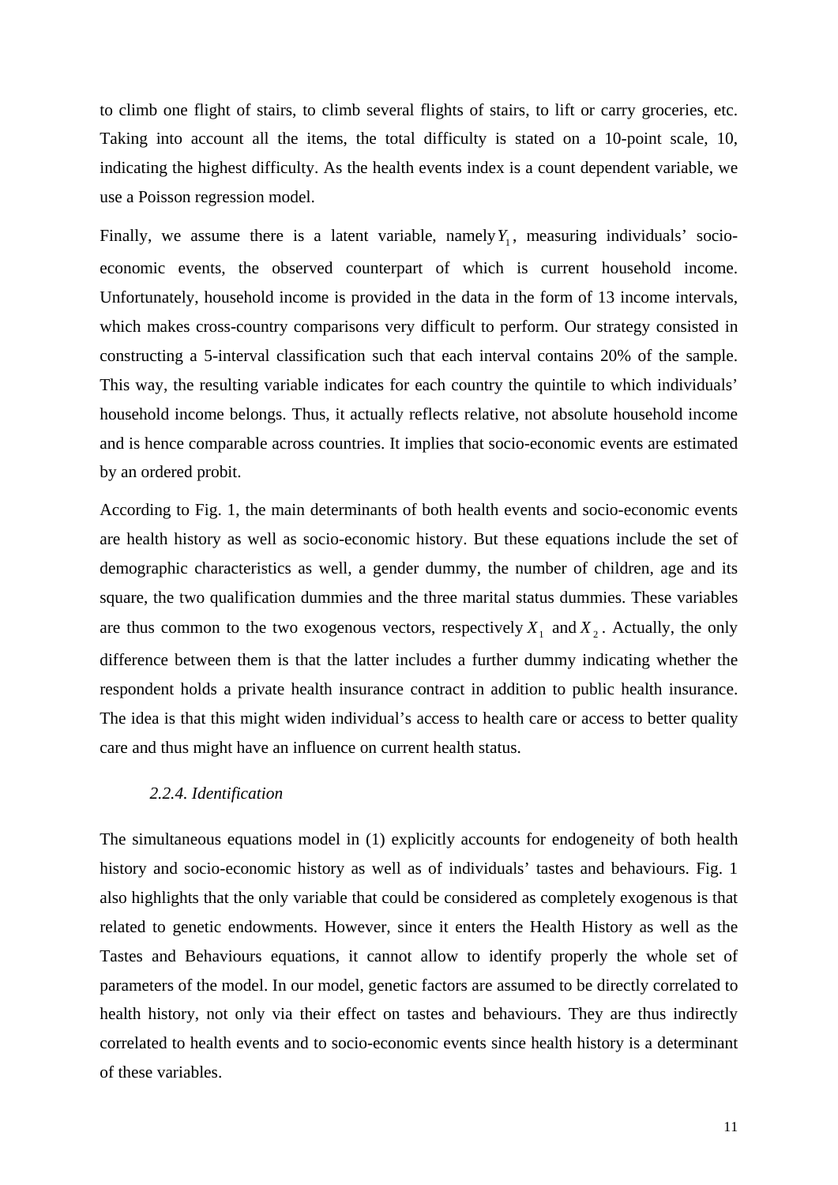to climb one flight of stairs, to climb several flights of stairs, to lift or carry groceries, etc. Taking into account all the items, the total difficulty is stated on a 10-point scale, 10, indicating the highest difficulty. As the health events index is a count dependent variable, we use a Poisson regression model.

Finally, we assume there is a latent variable, namely $Y_1$, measuring individuals' socio-economic events, the observed counterpart of which is current household income. Unfortunately, household income is provided in the data in the form of 13 income intervals, which makes cross-country comparisons very difficult to perform. Our strategy consisted in constructing a 5-interval classification such that each interval contains 20% of the sample. This way, the resulting variable indicates for each country the quintile to which individuals' household income belongs. Thus, it actually reflects relative, not absolute household income and is hence comparable across countries. It implies that socio-economic events are estimated by an ordered probit.

According to Fig. 1, the main determinants of both health events and socio-economic events are health history as well as socio-economic history. But these equations include the set of demographic characteristics as well, a gender dummy, the number of children, age and its square, the two qualification dummies and the three marital status dummies. These variables are thus common to the two exogenous vectors, respectively $X_1$ and $X_2$. Actually, the only difference between them is that the latter includes a further dummy indicating whether the respondent holds a private health insurance contract in addition to public health insurance. The idea is that this might widen individual's access to health care or access to better quality care and thus might have an influence on current health status.

#### *2.2.4. Identification*

The simultaneous equations model in (1) explicitly accounts for endogeneity of both health history and socio-economic history as well as of individuals' tastes and behaviours. Fig. 1 also highlights that the only variable that could be considered as completely exogenous is that related to genetic endowments. However, since it enters the Health History as well as the Tastes and Behaviours equations, it cannot allow to identify properly the whole set of parameters of the model. In our model, genetic factors are assumed to be directly correlated to health history, not only via their effect on tastes and behaviours. They are thus indirectly correlated to health events and to socio-economic events since health history is a determinant of these variables.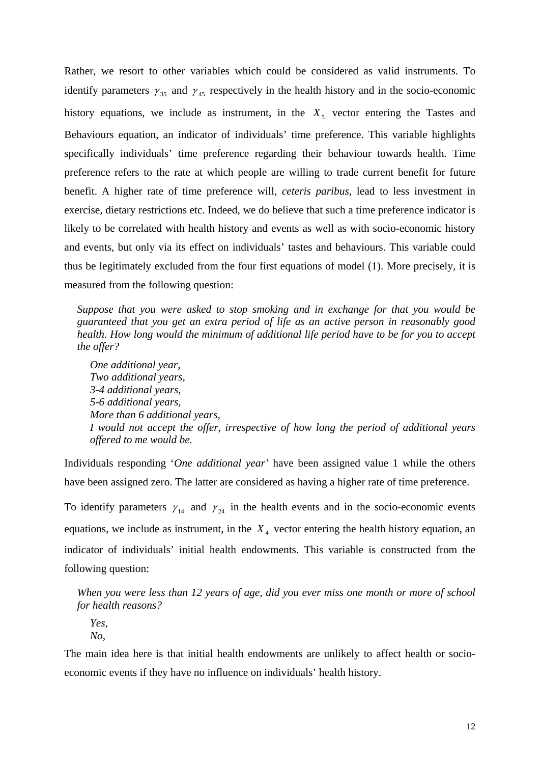Rather, we resort to other variables which could be considered as valid instruments. To identify parameters $\gamma_{35}$ and $\gamma_{45}$ respectively in the health history and in the socio-economic history equations, we include as instrument, in the $X_5$ vector entering the Tastes and Behaviours equation, an indicator of individuals' time preference. This variable highlights specifically individuals' time preference regarding their behaviour towards health. Time preference refers to the rate at which people are willing to trade current benefit for future benefit. A higher rate of time preference will, *ceteris paribus*, lead to less investment in exercise, dietary restrictions etc. Indeed, we do believe that such a time preference indicator is likely to be correlated with health history and events as well as with socio-economic history and events, but only via its effect on individuals' tastes and behaviours. This variable could thus be legitimately excluded from the four first equations of model (1). More precisely, it is measured from the following question:

> *Suppose that you were asked to stop smoking and in exchange for that you would be guaranteed that you get an extra period of life as an active person in reasonably good health. How long would the minimum of additional life period have to be for you to accept the offer?*
>
> *One additional year,*
> *Two additional years,*
> *3-4 additional years,*
> *5-6 additional years,*
> *More than 6 additional years,*
> *I would not accept the offer, irrespective of how long the period of additional years offered to me would be.*

Individuals responding '*One additional year*' have been assigned value 1 while the others have been assigned zero. The latter are considered as having a higher rate of time preference.

To identify parameters $\gamma_{14}$ and $\gamma_{24}$ in the health events and in the socio-economic events equations, we include as instrument, in the $X_4$ vector entering the health history equation, an indicator of individuals' initial health endowments. This variable is constructed from the following question:

> *When you were less than 12 years of age, did you ever miss one month or more of school for health reasons?*
>
> *Yes,*
> *No,*

The main idea here is that initial health endowments are unlikely to affect health or socio-economic events if they have no influence on individuals' health history.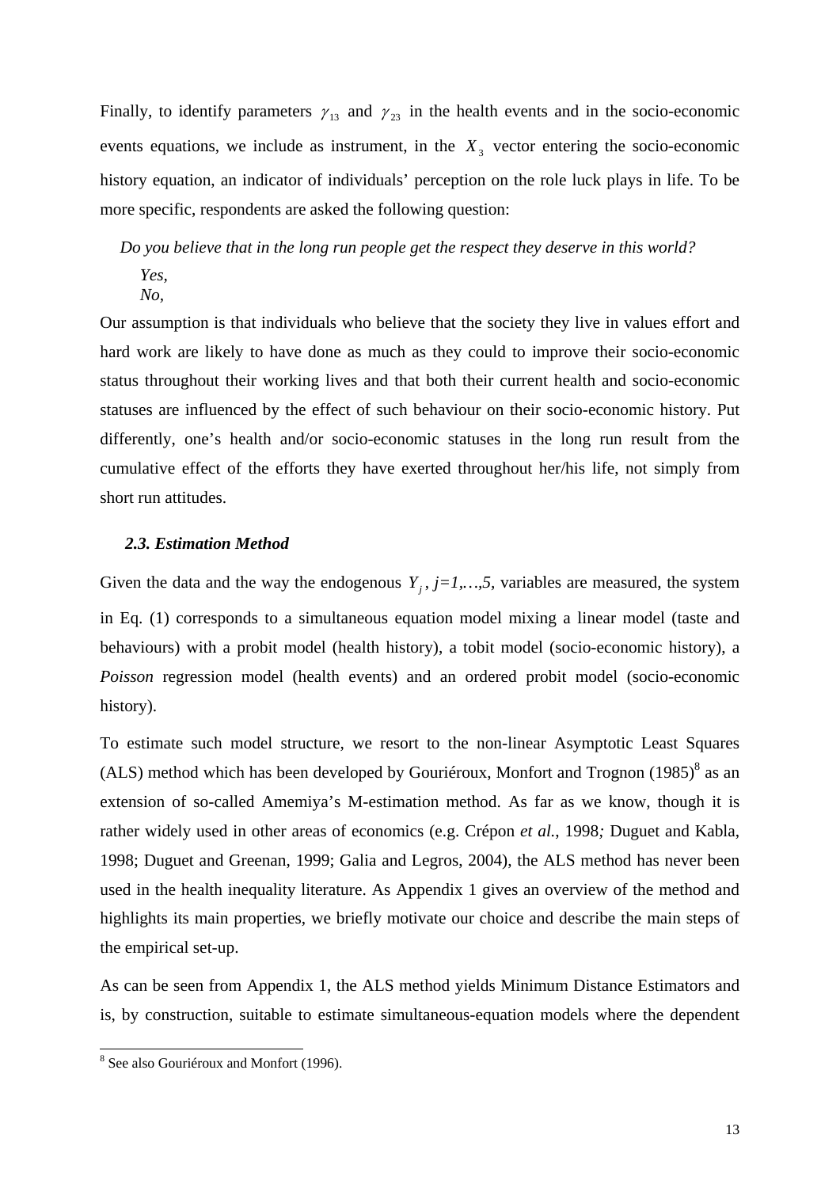Finally, to identify parameters $\gamma_{13}$ and $\gamma_{23}$ in the health events and in the socio-economic events equations, we include as instrument, in the $X_3$ vector entering the socio-economic history equation, an indicator of individuals' perception on the role luck plays in life. To be more specific, respondents are asked the following question:

*Do you believe that in the long run people get the respect they deserve in this world?*

*Yes,*
*No,*

Our assumption is that individuals who believe that the society they live in values effort and hard work are likely to have done as much as they could to improve their socio-economic status throughout their working lives and that both their current health and socio-economic statuses are influenced by the effect of such behaviour on their socio-economic history. Put differently, one's health and/or socio-economic statuses in the long run result from the cumulative effect of the efforts they have exerted throughout her/his life, not simply from short run attitudes.

### *2.3. Estimation Method*

Given the data and the way the endogenous $Y_j$, *j=1,…,5*, variables are measured, the system in Eq. (1) corresponds to a simultaneous equation model mixing a linear model (taste and behaviours) with a probit model (health history), a tobit model (socio-economic history), a *Poisson* regression model (health events) and an ordered probit model (socio-economic history).

To estimate such model structure, we resort to the non-linear Asymptotic Least Squares (ALS) method which has been developed by Gouriéroux, Monfort and Trognon (1985)[8] as an extension of so-called Amemiya's M-estimation method. As far as we know, though it is rather widely used in other areas of economics (e.g. Crépon *et al.*, 1998*;* Duguet and Kabla, 1998; Duguet and Greenan, 1999; Galia and Legros, 2004), the ALS method has never been used in the health inequality literature. As Appendix 1 gives an overview of the method and highlights its main properties, we briefly motivate our choice and describe the main steps of the empirical set-up.

As can be seen from Appendix 1, the ALS method yields Minimum Distance Estimators and is, by construction, suitable to estimate simultaneous-equation models where the dependent

[8] See also Gouriéroux and Monfort (1996).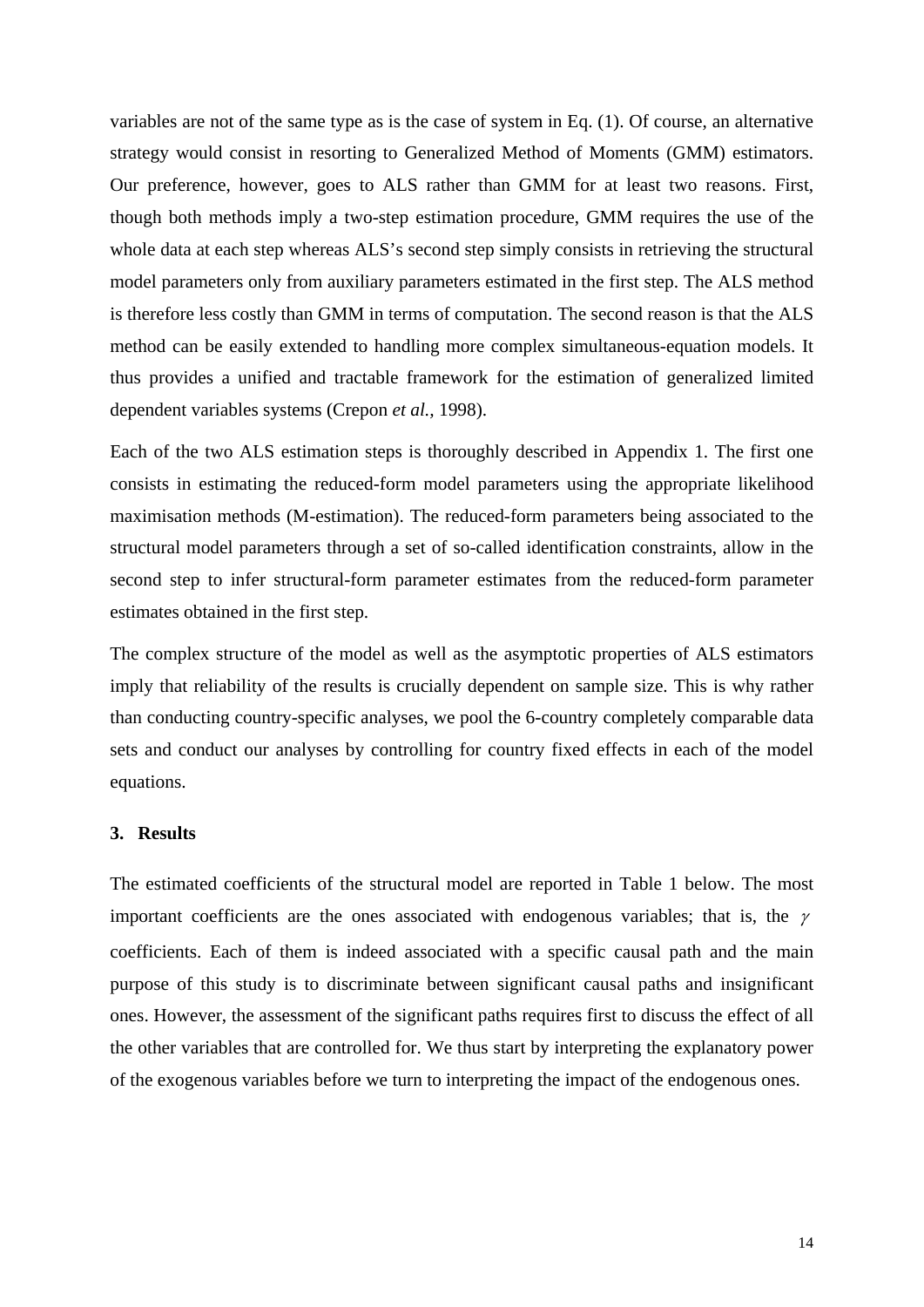variables are not of the same type as is the case of system in Eq. (1). Of course, an alternative strategy would consist in resorting to Generalized Method of Moments (GMM) estimators. Our preference, however, goes to ALS rather than GMM for at least two reasons. First, though both methods imply a two-step estimation procedure, GMM requires the use of the whole data at each step whereas ALS's second step simply consists in retrieving the structural model parameters only from auxiliary parameters estimated in the first step. The ALS method is therefore less costly than GMM in terms of computation. The second reason is that the ALS method can be easily extended to handling more complex simultaneous-equation models. It thus provides a unified and tractable framework for the estimation of generalized limited dependent variables systems (Crepon *et al.*, 1998).

Each of the two ALS estimation steps is thoroughly described in Appendix 1. The first one consists in estimating the reduced-form model parameters using the appropriate likelihood maximisation methods (M-estimation). The reduced-form parameters being associated to the structural model parameters through a set of so-called identification constraints, allow in the second step to infer structural-form parameter estimates from the reduced-form parameter estimates obtained in the first step.

The complex structure of the model as well as the asymptotic properties of ALS estimators imply that reliability of the results is crucially dependent on sample size. This is why rather than conducting country-specific analyses, we pool the 6-country completely comparable data sets and conduct our analyses by controlling for country fixed effects in each of the model equations.

## 3. Results

The estimated coefficients of the structural model are reported in Table 1 below. The most important coefficients are the ones associated with endogenous variables; that is, the $\gamma$ coefficients. Each of them is indeed associated with a specific causal path and the main purpose of this study is to discriminate between significant causal paths and insignificant ones. However, the assessment of the significant paths requires first to discuss the effect of all the other variables that are controlled for. We thus start by interpreting the explanatory power of the exogenous variables before we turn to interpreting the impact of the endogenous ones.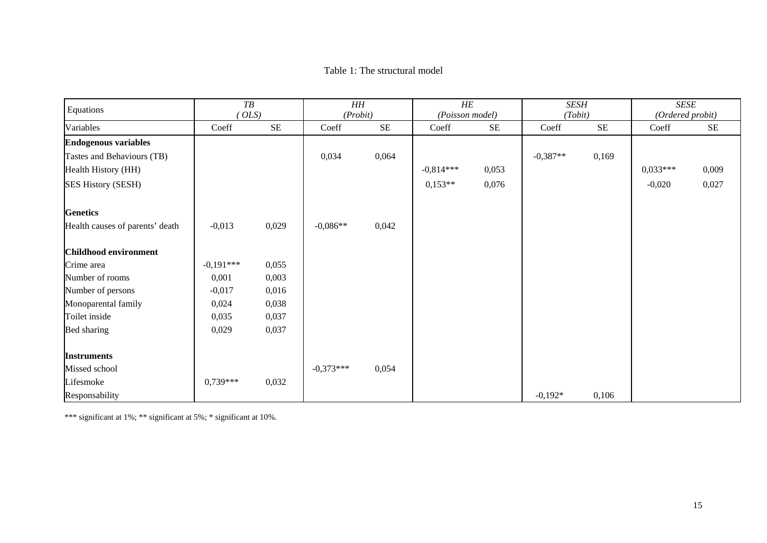Table 1: The structural model

| Equations | *TB* *( OLS)* | | *HH* *(Probit)* | | *HE* *(Poisson model)* | | *SESH* *(Tobit)* | | *SESE* *(Ordered probit)* | |
|---|---|---|---|---|---|---|---|---|---|---|
| Variables | Coeff | SE | Coeff | SE | Coeff | SE | Coeff | SE | Coeff | SE |
| **Endogenous variables** | | | | | | | | | | |
| Tastes and Behaviours (TB) | | | 0,034 | 0,064 | | | -0,387** | 0,169 | | |
| Health History (HH) | | | | | -0,814*** | 0,053 | | | 0,033*** | 0,009 |
| SES History (SESH) | | | | | 0,153** | 0,076 | | | -0,020 | 0,027 |
| **Genetics** | | | | | | | | | | |
| Health causes of parents' death | -0,013 | 0,029 | -0,086** | 0,042 | | | | | | |
| **Childhood environment** | | | | | | | | | | |
| Crime area | -0,191*** | 0,055 | | | | | | | | |
| Number of rooms | 0,001 | 0,003 | | | | | | | | |
| Number of persons | -0,017 | 0,016 | | | | | | | | |
| Monoparental family | 0,024 | 0,038 | | | | | | | | |
| Toilet inside | 0,035 | 0,037 | | | | | | | | |
| Bed sharing | 0,029 | 0,037 | | | | | | | | |
| **Instruments** | | | | | | | | | | |
| Missed school | | | -0,373*** | 0,054 | | | | | | |
| Lifesmoke | 0,739*** | 0,032 | | | | | | | | |
| Responsability | | | | | | | -0,192* | 0,106 | | |

*** significant at 1%; ** significant at 5%; * significant at 10%.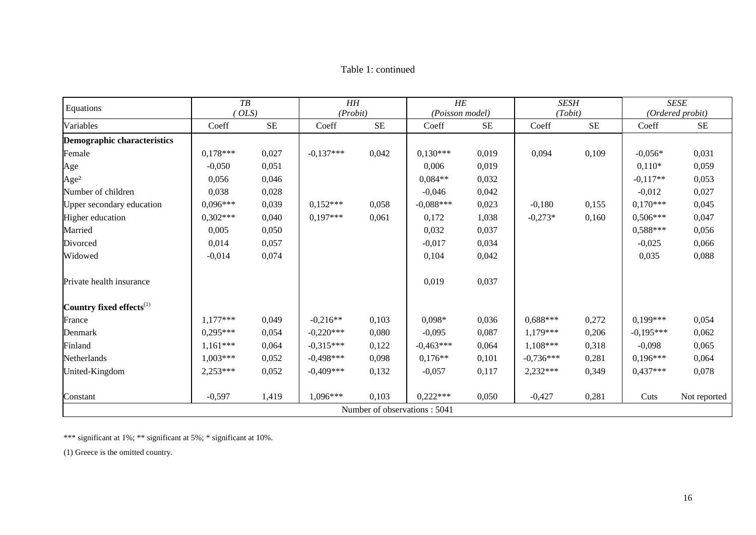Table 1: continued

| Equations | TB *( OLS)* | | HH *(Probit)* | | HE *(Poisson model)* | | SESH *(Tobit)* | | SESE *(Ordered probit)* | |
|---|---|---|---|---|---|---|---|---|---|---|
| Variables | Coeff | SE | Coeff | SE | Coeff | SE | Coeff | SE | Coeff | SE |
| **Demographic characteristics** | | | | | | | | | | |
| Female | 0,178*** | 0,027 | -0,137*** | 0,042 | 0,130*** | 0,019 | 0,094 | 0,109 | -0,056* | 0,031 |
| Age | -0,050 | 0,051 | | | 0,006 | 0,019 | | | 0,110* | 0,059 |
| Age² | 0,056 | 0,046 | | | 0,084** | 0,032 | | | -0,117** | 0,053 |
| Number of children | 0,038 | 0,028 | | | -0,046 | 0,042 | | | -0,012 | 0,027 |
| Upper secondary education | 0,096*** | 0,039 | 0,152*** | 0,058 | -0,088*** | 0,023 | -0,180 | 0,155 | 0,170*** | 0,045 |
| Higher education | 0,302*** | 0,040 | 0,197*** | 0,061 | 0,172 | 1,038 | -0,273* | 0,160 | 0,506*** | 0,047 |
| Married | 0,005 | 0,050 | | | 0,032 | 0,037 | | | 0,588*** | 0,056 |
| Divorced | 0,014 | 0,057 | | | -0,017 | 0,034 | | | -0,025 | 0,066 |
| Widowed | -0,014 | 0,074 | | | 0,104 | 0,042 | | | 0,035 | 0,088 |
| Private health insurance | | | | | 0,019 | 0,037 | | | | |
| **Country fixed effects**(1) | | | | | | | | | | |
| France | 1,177*** | 0,049 | -0,216** | 0,103 | 0,098* | 0,036 | 0,688*** | 0,272 | 0,199*** | 0,054 |
| Denmark | 0,295*** | 0,054 | -0,220*** | 0,080 | -0,095 | 0,087 | 1,179*** | 0,206 | -0,195*** | 0,062 |
| Finland | 1,161*** | 0,064 | -0,315*** | 0,122 | -0,463*** | 0,064 | 1,108*** | 0,318 | -0,098 | 0,065 |
| Netherlands | 1,003*** | 0,052 | -0,498*** | 0,098 | 0,176** | 0,101 | -0,736*** | 0,281 | 0,196*** | 0,064 |
| United-Kingdom | 2,253*** | 0,052 | -0,409*** | 0,132 | -0,057 | 0,117 | 2,232*** | 0,349 | 0,437*** | 0,078 |
| Constant | -0,597 | 1,419 | 1,096*** | 0,103 | 0,222*** | 0,050 | -0,427 | 0,281 | Cuts | Not reported |
| Number of observations : 5041 | | | | | | | | | | |

*** significant at 1%; ** significant at 5%; * significant at 10%.

(1) Greece is the omitted country.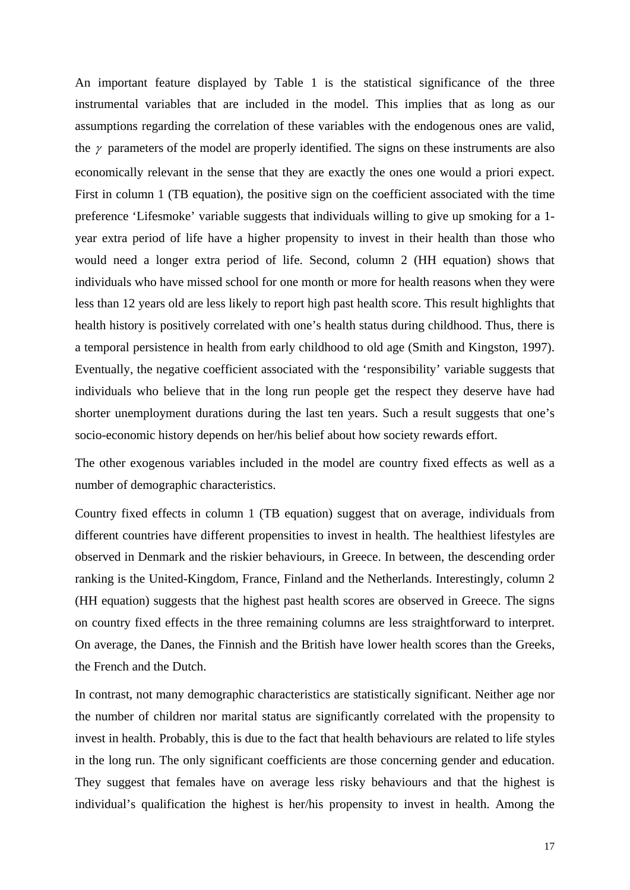An important feature displayed by Table 1 is the statistical significance of the three instrumental variables that are included in the model. This implies that as long as our assumptions regarding the correlation of these variables with the endogenous ones are valid, the $\gamma$ parameters of the model are properly identified. The signs on these instruments are also economically relevant in the sense that they are exactly the ones one would a priori expect. First in column 1 (TB equation), the positive sign on the coefficient associated with the time preference 'Lifesmoke' variable suggests that individuals willing to give up smoking for a 1-year extra period of life have a higher propensity to invest in their health than those who would need a longer extra period of life. Second, column 2 (HH equation) shows that individuals who have missed school for one month or more for health reasons when they were less than 12 years old are less likely to report high past health score. This result highlights that health history is positively correlated with one's health status during childhood. Thus, there is a temporal persistence in health from early childhood to old age (Smith and Kingston, 1997). Eventually, the negative coefficient associated with the 'responsibility' variable suggests that individuals who believe that in the long run people get the respect they deserve have had shorter unemployment durations during the last ten years. Such a result suggests that one's socio-economic history depends on her/his belief about how society rewards effort.

The other exogenous variables included in the model are country fixed effects as well as a number of demographic characteristics.

Country fixed effects in column 1 (TB equation) suggest that on average, individuals from different countries have different propensities to invest in health. The healthiest lifestyles are observed in Denmark and the riskier behaviours, in Greece. In between, the descending order ranking is the United-Kingdom, France, Finland and the Netherlands. Interestingly, column 2 (HH equation) suggests that the highest past health scores are observed in Greece. The signs on country fixed effects in the three remaining columns are less straightforward to interpret. On average, the Danes, the Finnish and the British have lower health scores than the Greeks, the French and the Dutch.

In contrast, not many demographic characteristics are statistically significant. Neither age nor the number of children nor marital status are significantly correlated with the propensity to invest in health. Probably, this is due to the fact that health behaviours are related to life styles in the long run. The only significant coefficients are those concerning gender and education. They suggest that females have on average less risky behaviours and that the highest is individual's qualification the highest is her/his propensity to invest in health. Among the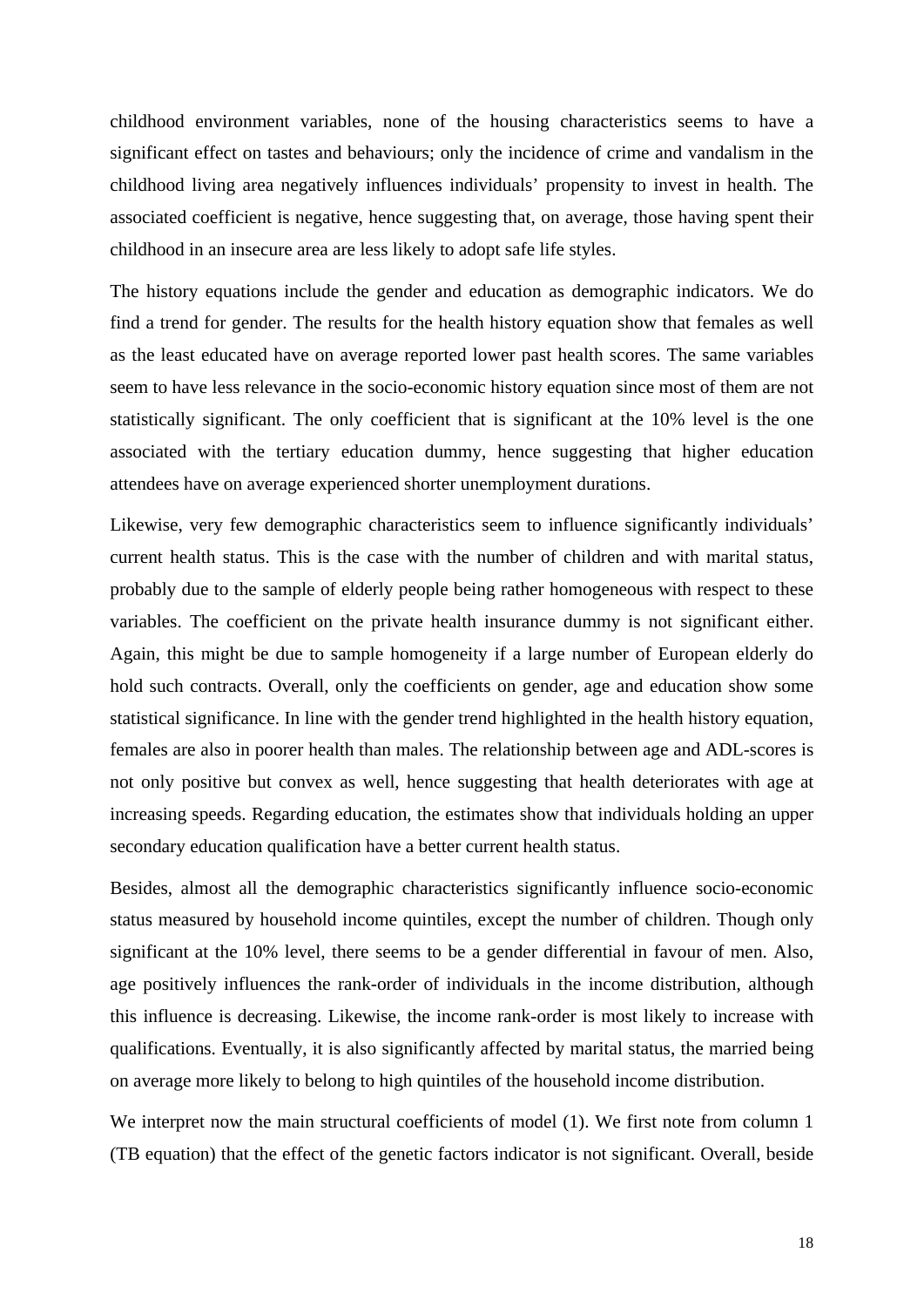childhood environment variables, none of the housing characteristics seems to have a significant effect on tastes and behaviours; only the incidence of crime and vandalism in the childhood living area negatively influences individuals' propensity to invest in health. The associated coefficient is negative, hence suggesting that, on average, those having spent their childhood in an insecure area are less likely to adopt safe life styles.

The history equations include the gender and education as demographic indicators. We do find a trend for gender. The results for the health history equation show that females as well as the least educated have on average reported lower past health scores. The same variables seem to have less relevance in the socio-economic history equation since most of them are not statistically significant. The only coefficient that is significant at the 10% level is the one associated with the tertiary education dummy, hence suggesting that higher education attendees have on average experienced shorter unemployment durations.

Likewise, very few demographic characteristics seem to influence significantly individuals' current health status. This is the case with the number of children and with marital status, probably due to the sample of elderly people being rather homogeneous with respect to these variables. The coefficient on the private health insurance dummy is not significant either. Again, this might be due to sample homogeneity if a large number of European elderly do hold such contracts. Overall, only the coefficients on gender, age and education show some statistical significance. In line with the gender trend highlighted in the health history equation, females are also in poorer health than males. The relationship between age and ADL-scores is not only positive but convex as well, hence suggesting that health deteriorates with age at increasing speeds. Regarding education, the estimates show that individuals holding an upper secondary education qualification have a better current health status.

Besides, almost all the demographic characteristics significantly influence socio-economic status measured by household income quintiles, except the number of children. Though only significant at the 10% level, there seems to be a gender differential in favour of men. Also, age positively influences the rank-order of individuals in the income distribution, although this influence is decreasing. Likewise, the income rank-order is most likely to increase with qualifications. Eventually, it is also significantly affected by marital status, the married being on average more likely to belong to high quintiles of the household income distribution.

We interpret now the main structural coefficients of model (1). We first note from column 1 (TB equation) that the effect of the genetic factors indicator is not significant. Overall, beside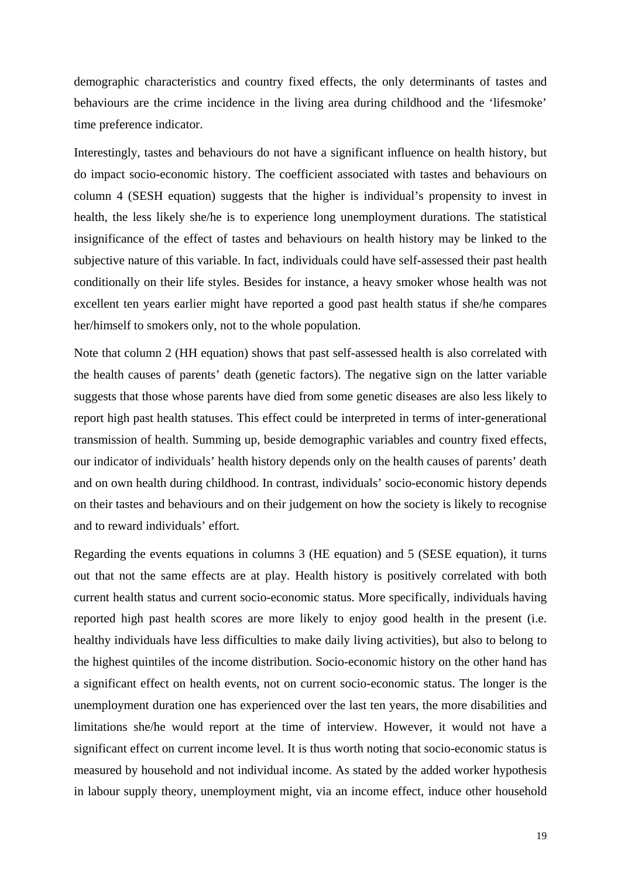demographic characteristics and country fixed effects, the only determinants of tastes and behaviours are the crime incidence in the living area during childhood and the 'lifesmoke' time preference indicator.

Interestingly, tastes and behaviours do not have a significant influence on health history, but do impact socio-economic history. The coefficient associated with tastes and behaviours on column 4 (SESH equation) suggests that the higher is individual's propensity to invest in health, the less likely she/he is to experience long unemployment durations. The statistical insignificance of the effect of tastes and behaviours on health history may be linked to the subjective nature of this variable. In fact, individuals could have self-assessed their past health conditionally on their life styles. Besides for instance, a heavy smoker whose health was not excellent ten years earlier might have reported a good past health status if she/he compares her/himself to smokers only, not to the whole population.

Note that column 2 (HH equation) shows that past self-assessed health is also correlated with the health causes of parents' death (genetic factors). The negative sign on the latter variable suggests that those whose parents have died from some genetic diseases are also less likely to report high past health statuses. This effect could be interpreted in terms of inter-generational transmission of health. Summing up, beside demographic variables and country fixed effects, our indicator of individuals' health history depends only on the health causes of parents' death and on own health during childhood. In contrast, individuals' socio-economic history depends on their tastes and behaviours and on their judgement on how the society is likely to recognise and to reward individuals' effort.

Regarding the events equations in columns 3 (HE equation) and 5 (SESE equation), it turns out that not the same effects are at play. Health history is positively correlated with both current health status and current socio-economic status. More specifically, individuals having reported high past health scores are more likely to enjoy good health in the present (i.e. healthy individuals have less difficulties to make daily living activities), but also to belong to the highest quintiles of the income distribution. Socio-economic history on the other hand has a significant effect on health events, not on current socio-economic status. The longer is the unemployment duration one has experienced over the last ten years, the more disabilities and limitations she/he would report at the time of interview. However, it would not have a significant effect on current income level. It is thus worth noting that socio-economic status is measured by household and not individual income. As stated by the added worker hypothesis in labour supply theory, unemployment might, via an income effect, induce other household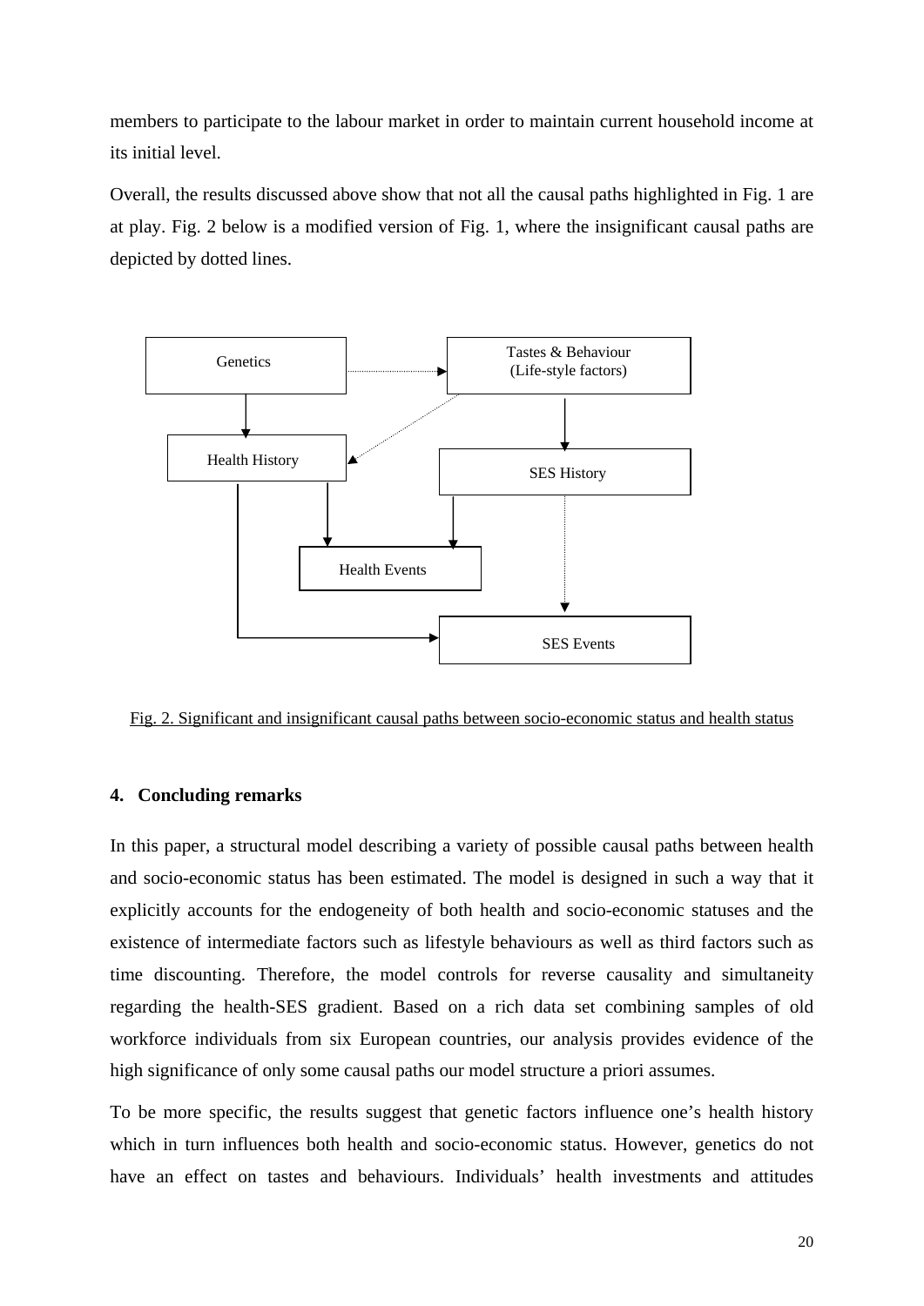members to participate to the labour market in order to maintain current household income at its initial level.

Overall, the results discussed above show that not all the causal paths highlighted in Fig. 1 are at play. Fig. 2 below is a modified version of Fig. 1, where the insignificant causal paths are depicted by dotted lines.

Genetics

Tastes & Behaviour (Life-style factors)

Health History

SES History

Health Events

SES Events

Fig. 2. Significant and insignificant causal paths between socio-economic status and health status

## 4. Concluding remarks

In this paper, a structural model describing a variety of possible causal paths between health and socio-economic status has been estimated. The model is designed in such a way that it explicitly accounts for the endogeneity of both health and socio-economic statuses and the existence of intermediate factors such as lifestyle behaviours as well as third factors such as time discounting. Therefore, the model controls for reverse causality and simultaneity regarding the health-SES gradient. Based on a rich data set combining samples of old workforce individuals from six European countries, our analysis provides evidence of the high significance of only some causal paths our model structure a priori assumes.

To be more specific, the results suggest that genetic factors influence one's health history which in turn influences both health and socio-economic status. However, genetics do not have an effect on tastes and behaviours. Individuals' health investments and attitudes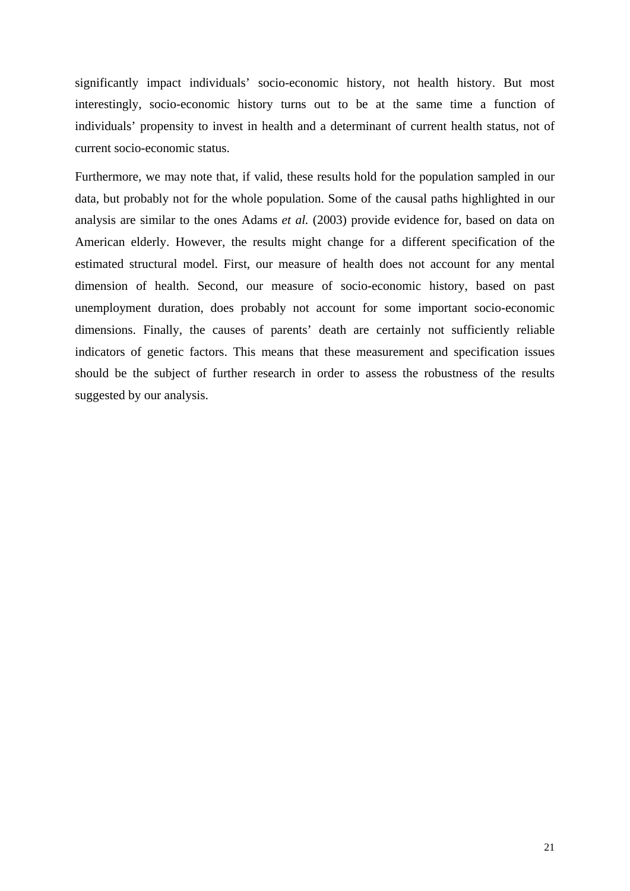significantly impact individuals' socio-economic history, not health history. But most interestingly, socio-economic history turns out to be at the same time a function of individuals' propensity to invest in health and a determinant of current health status, not of current socio-economic status.

Furthermore, we may note that, if valid, these results hold for the population sampled in our data, but probably not for the whole population. Some of the causal paths highlighted in our analysis are similar to the ones Adams *et al.* (2003) provide evidence for, based on data on American elderly. However, the results might change for a different specification of the estimated structural model. First, our measure of health does not account for any mental dimension of health. Second, our measure of socio-economic history, based on past unemployment duration, does probably not account for some important socio-economic dimensions. Finally, the causes of parents' death are certainly not sufficiently reliable indicators of genetic factors. This means that these measurement and specification issues should be the subject of further research in order to assess the robustness of the results suggested by our analysis.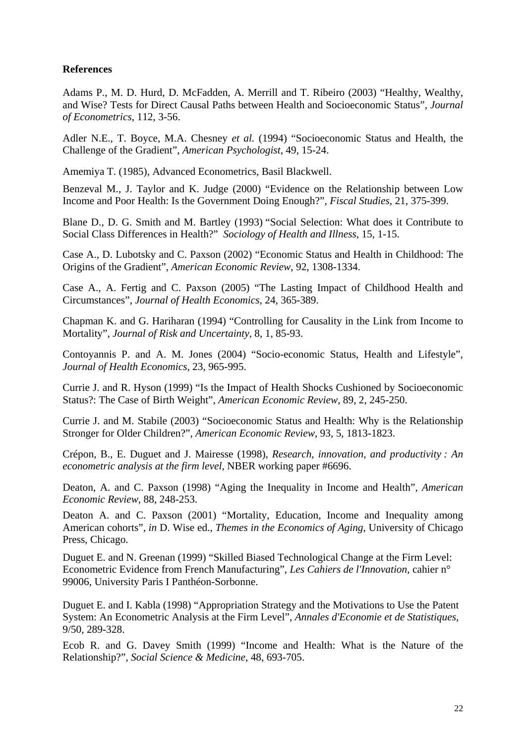**References**

Adams P., M. D. Hurd, D. McFadden, A. Merrill and T. Ribeiro (2003) "Healthy, Wealthy, and Wise? Tests for Direct Causal Paths between Health and Socioeconomic Status", *Journal of Econometrics*, 112, 3-56.

Adler N.E., T. Boyce, M.A. Chesney *et al.* (1994) "Socioeconomic Status and Health, the Challenge of the Gradient", *American Psychologist*, 49, 15-24.

Amemiya T. (1985), Advanced Econometrics, Basil Blackwell.

Benzeval M., J. Taylor and K. Judge (2000) "Evidence on the Relationship between Low Income and Poor Health: Is the Government Doing Enough?", *Fiscal Studies*, 21, 375-399.

Blane D., D. G. Smith and M. Bartley (1993) "Social Selection: What does it Contribute to Social Class Differences in Health?" *Sociology of Health and Illness*, 15, 1-15.

Case A., D. Lubotsky and C. Paxson (2002) "Economic Status and Health in Childhood: The Origins of the Gradient", *American Economic Review*, 92, 1308-1334.

Case A., A. Fertig and C. Paxson (2005) "The Lasting Impact of Childhood Health and Circumstances", *Journal of Health Economics*, 24, 365-389.

Chapman K. and G. Hariharan (1994) "Controlling for Causality in the Link from Income to Mortality", *Journal of Risk and Uncertainty*, 8, 1, 85-93.

Contoyannis P. and A. M. Jones (2004) "Socio-economic Status, Health and Lifestyle", *Journal of Health Economics*, 23, 965-995.

Currie J. and R. Hyson (1999) "Is the Impact of Health Shocks Cushioned by Socioeconomic Status?: The Case of Birth Weight", *American Economic Review*, 89, 2, 245-250.

Currie J. and M. Stabile (2003) "Socioeconomic Status and Health: Why is the Relationship Stronger for Older Children?", *American Economic Review*, 93, 5, 1813-1823.

Crépon, B., E. Duguet and J. Mairesse (1998), *Research, innovation, and productivity : An econometric analysis at the firm level*, NBER working paper #6696.

Deaton, A. and C. Paxson (1998) "Aging the Inequality in Income and Health", *American Economic Review*, 88, 248-253.

Deaton A. and C. Paxson (2001) "Mortality, Education, Income and Inequality among American cohorts", *in* D. Wise ed., *Themes in the Economics of Aging*, University of Chicago Press, Chicago.

Duguet E. and N. Greenan (1999) "Skilled Biased Technological Change at the Firm Level: Econometric Evidence from French Manufacturing", *Les Cahiers de l'Innovation*, cahier n° 99006, University Paris I Panthéon-Sorbonne.

Duguet E. and I. Kabla (1998) "Appropriation Strategy and the Motivations to Use the Patent System: An Econometric Analysis at the Firm Level", *Annales d'Economie et de Statistiques*, 9/50, 289-328.

Ecob R. and G. Davey Smith (1999) "Income and Health: What is the Nature of the Relationship?", *Social Science & Medicine*, 48, 693-705.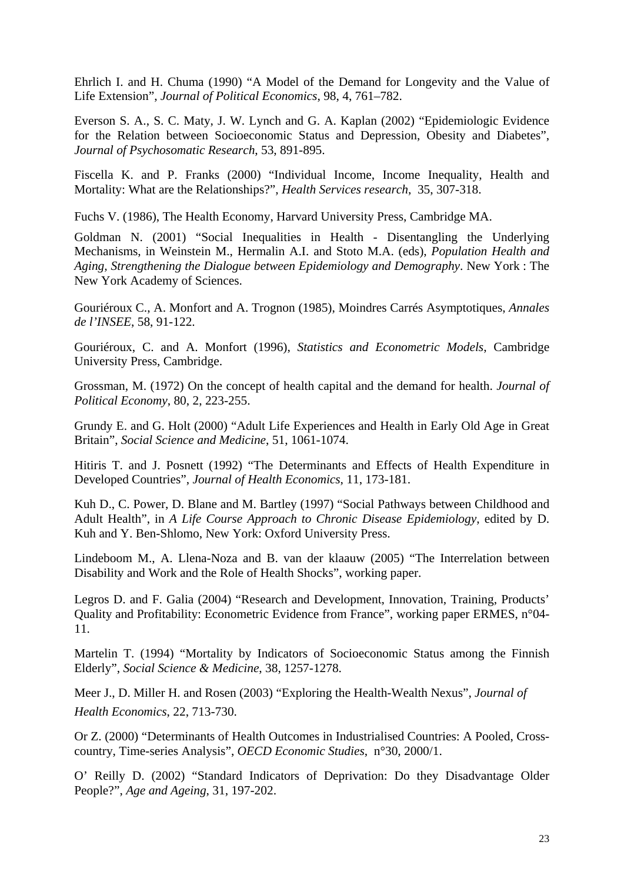Ehrlich I. and H. Chuma (1990) "A Model of the Demand for Longevity and the Value of Life Extension", *Journal of Political Economics*, 98, 4, 761–782.

Everson S. A., S. C. Maty, J. W. Lynch and G. A. Kaplan (2002) "Epidemiologic Evidence for the Relation between Socioeconomic Status and Depression, Obesity and Diabetes", *Journal of Psychosomatic Research*, 53, 891-895.

Fiscella K. and P. Franks (2000) "Individual Income, Income Inequality, Health and Mortality: What are the Relationships?", *Health Services research*, 35, 307-318.

Fuchs V. (1986), The Health Economy, Harvard University Press, Cambridge MA.

Goldman N. (2001) "Social Inequalities in Health - Disentangling the Underlying Mechanisms, in Weinstein M., Hermalin A.I. and Stoto M.A. (eds), *Population Health and Aging, Strengthening the Dialogue between Epidemiology and Demography*. New York : The New York Academy of Sciences.

Gouriéroux C., A. Monfort and A. Trognon (1985), Moindres Carrés Asymptotiques, *Annales de l'INSEE*, 58, 91-122.

Gouriéroux, C. and A. Monfort (1996), *Statistics and Econometric Models*, Cambridge University Press, Cambridge.

Grossman, M. (1972) On the concept of health capital and the demand for health. *Journal of Political Economy*, 80, 2, 223-255.

Grundy E. and G. Holt (2000) "Adult Life Experiences and Health in Early Old Age in Great Britain", *Social Science and Medicine*, 51, 1061-1074.

Hitiris T. and J. Posnett (1992) "The Determinants and Effects of Health Expenditure in Developed Countries", *Journal of Health Economics*, 11, 173-181.

Kuh D., C. Power, D. Blane and M. Bartley (1997) "Social Pathways between Childhood and Adult Health", in *A Life Course Approach to Chronic Disease Epidemiology*, edited by D. Kuh and Y. Ben-Shlomo, New York: Oxford University Press.

Lindeboom M., A. Llena-Noza and B. van der klaauw (2005) "The Interrelation between Disability and Work and the Role of Health Shocks", working paper.

Legros D. and F. Galia (2004) "Research and Development, Innovation, Training, Products' Quality and Profitability: Econometric Evidence from France", working paper ERMES, n°04-11.

Martelin T. (1994) "Mortality by Indicators of Socioeconomic Status among the Finnish Elderly", *Social Science & Medicine*, 38, 1257-1278.

Meer J., D. Miller H. and Rosen (2003) "Exploring the Health-Wealth Nexus", *Journal of Health Economics*, 22, 713-730.

Or Z. (2000) "Determinants of Health Outcomes in Industrialised Countries: A Pooled, Cross-country, Time-series Analysis", *OECD Economic Studies*, n°30, 2000/1.

O' Reilly D. (2002) "Standard Indicators of Deprivation: Do they Disadvantage Older People?", *Age and Ageing*, 31, 197-202.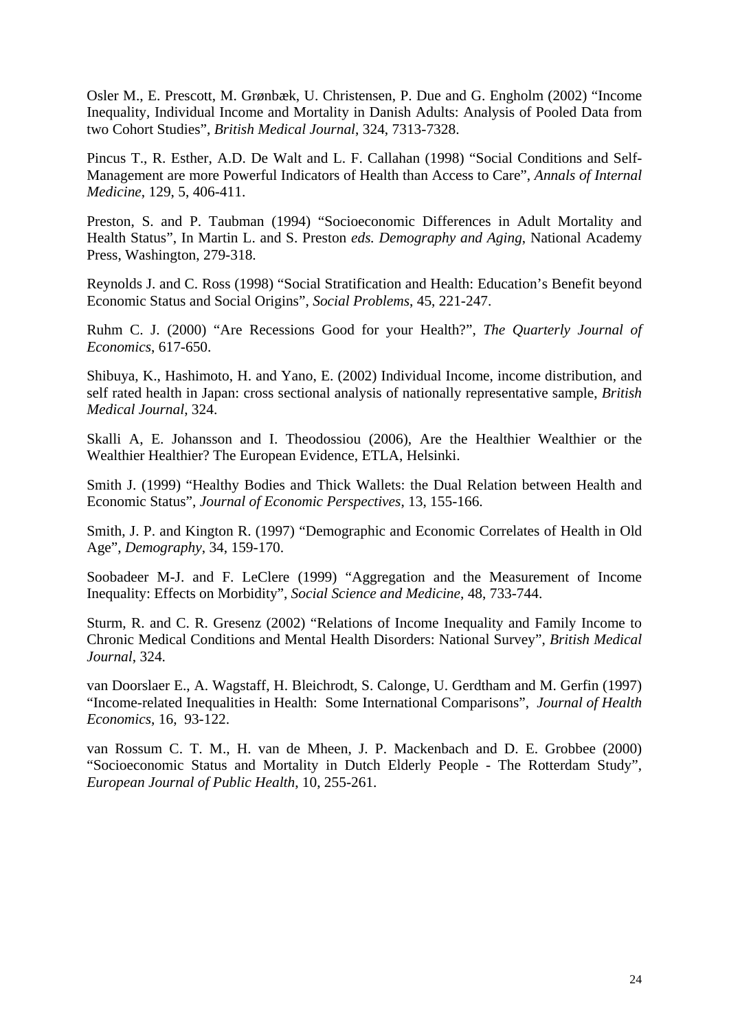Osler M., E. Prescott, M. Grønbæk, U. Christensen, P. Due and G. Engholm (2002) "Income Inequality, Individual Income and Mortality in Danish Adults: Analysis of Pooled Data from two Cohort Studies", *British Medical Journal*, 324, 7313-7328.

Pincus T., R. Esther, A.D. De Walt and L. F. Callahan (1998) "Social Conditions and Self-Management are more Powerful Indicators of Health than Access to Care", *Annals of Internal Medicine*, 129, 5, 406-411.

Preston, S. and P. Taubman (1994) "Socioeconomic Differences in Adult Mortality and Health Status", In Martin L. and S. Preston *eds. Demography and Aging*, National Academy Press, Washington, 279-318.

Reynolds J. and C. Ross (1998) "Social Stratification and Health: Education's Benefit beyond Economic Status and Social Origins", *Social Problems*, 45, 221-247.

Ruhm C. J. (2000) "Are Recessions Good for your Health?", *The Quarterly Journal of Economics*, 617-650.

Shibuya, K., Hashimoto, H. and Yano, E. (2002) Individual Income, income distribution, and self rated health in Japan: cross sectional analysis of nationally representative sample, *British Medical Journal*, 324.

Skalli A, E. Johansson and I. Theodossiou (2006), Are the Healthier Wealthier or the Wealthier Healthier? The European Evidence, ETLA, Helsinki.

Smith J. (1999) "Healthy Bodies and Thick Wallets: the Dual Relation between Health and Economic Status", *Journal of Economic Perspectives*, 13, 155-166.

Smith, J. P. and Kington R. (1997) "Demographic and Economic Correlates of Health in Old Age", *Demography*, 34, 159-170.

Soobadeer M-J. and F. LeClere (1999) "Aggregation and the Measurement of Income Inequality: Effects on Morbidity", *Social Science and Medicine*, 48, 733-744.

Sturm, R. and C. R. Gresenz (2002) "Relations of Income Inequality and Family Income to Chronic Medical Conditions and Mental Health Disorders: National Survey", *British Medical Journal*, 324.

van Doorslaer E., A. Wagstaff, H. Bleichrodt, S. Calonge, U. Gerdtham and M. Gerfin (1997) "Income-related Inequalities in Health: Some International Comparisons", *Journal of Health Economics*, 16, 93-122.

van Rossum C. T. M., H. van de Mheen, J. P. Mackenbach and D. E. Grobbee (2000) "Socioeconomic Status and Mortality in Dutch Elderly People - The Rotterdam Study", *European Journal of Public Health*, 10, 255-261.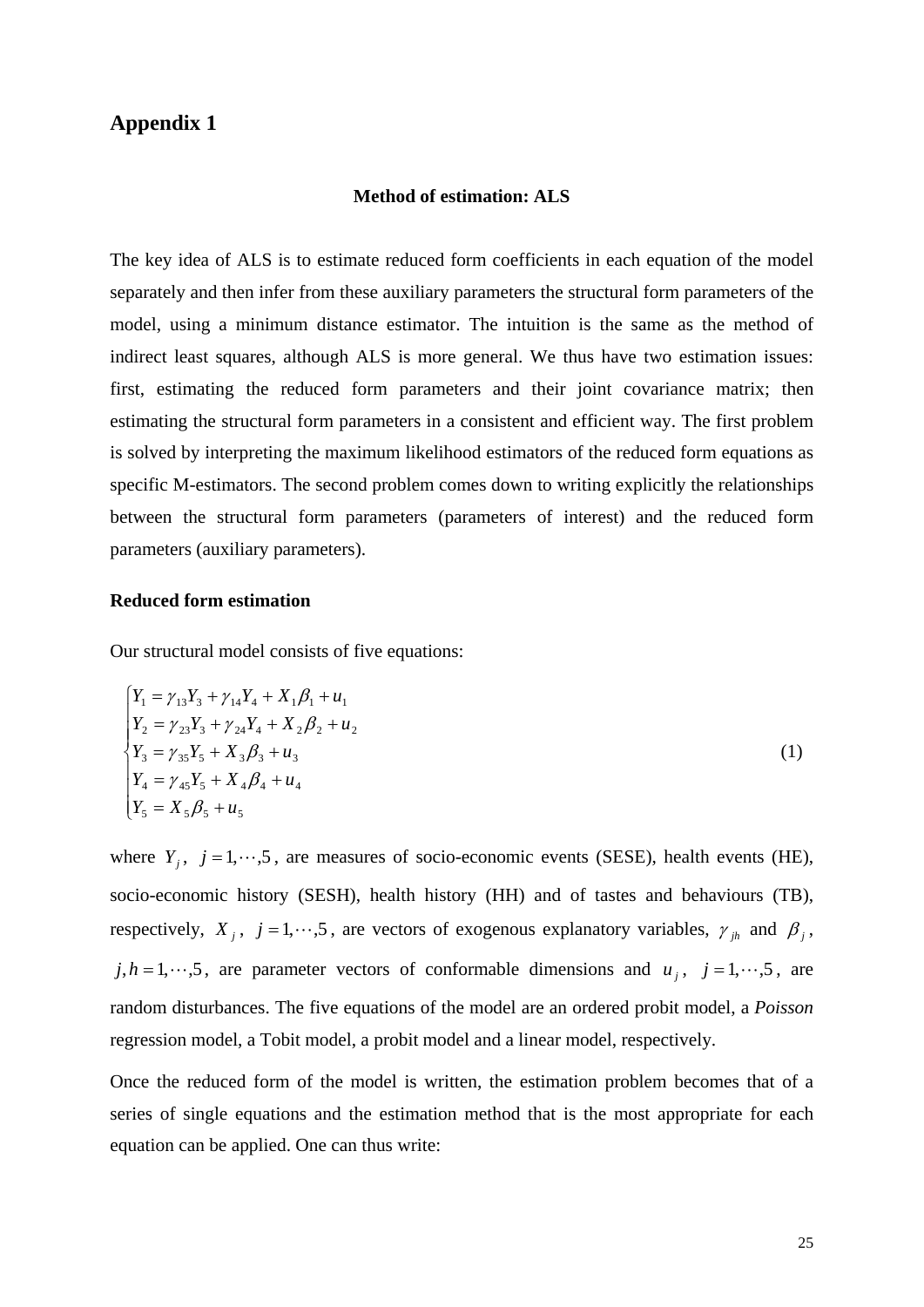## Appendix 1

### Method of estimation: ALS

The key idea of ALS is to estimate reduced form coefficients in each equation of the model separately and then infer from these auxiliary parameters the structural form parameters of the model, using a minimum distance estimator. The intuition is the same as the method of indirect least squares, although ALS is more general. We thus have two estimation issues: first, estimating the reduced form parameters and their joint covariance matrix; then estimating the structural form parameters in a consistent and efficient way. The first problem is solved by interpreting the maximum likelihood estimators of the reduced form equations as specific M-estimators. The second problem comes down to writing explicitly the relationships between the structural form parameters (parameters of interest) and the reduced form parameters (auxiliary parameters).

**Reduced form estimation**

Our structural model consists of five equations:

$$
\begin{cases}
Y_1 = \gamma_{13} Y_3 + \gamma_{14} Y_4 + X_1 \beta_1 + u_1 \\
Y_2 = \gamma_{23} Y_3 + \gamma_{24} Y_4 + X_2 \beta_2 + u_2 \\
Y_3 = \gamma_{35} Y_5 + X_3 \beta_3 + u_3 \\
Y_4 = \gamma_{45} Y_5 + X_4 \beta_4 + u_4 \\
Y_5 = X_5 \beta_5 + u_5
\end{cases}
\tag{1}
$$

where $Y_j$, $j = 1, \cdots, 5$, are measures of socio-economic events (SESE), health events (HE), socio-economic history (SESH), health history (HH) and of tastes and behaviours (TB), respectively, $X_j$, $j = 1, \cdots, 5$, are vectors of exogenous explanatory variables, $\gamma_{jh}$ and $\beta_j$, $j, h = 1, \cdots, 5$, are parameter vectors of conformable dimensions and $u_j$, $j = 1, \cdots, 5$, are random disturbances. The five equations of the model are an ordered probit model, a *Poisson* regression model, a Tobit model, a probit model and a linear model, respectively.

Once the reduced form of the model is written, the estimation problem becomes that of a series of single equations and the estimation method that is the most appropriate for each equation can be applied. One can thus write: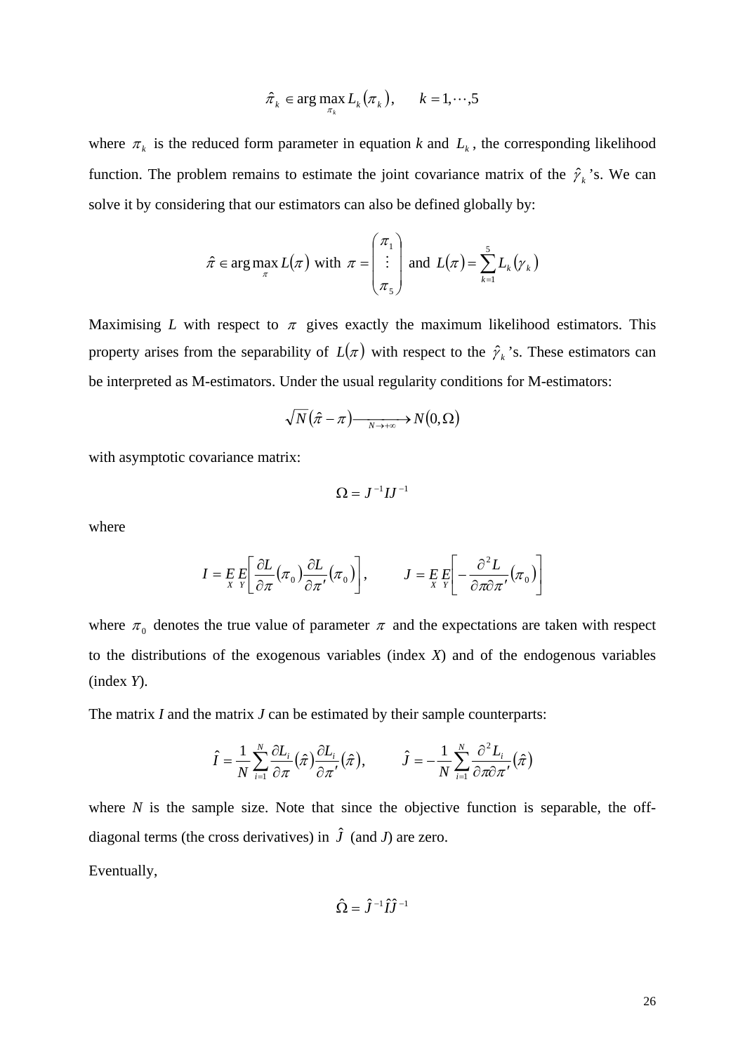$$\hat{\pi}_k \in \arg\max_{\pi_k} L_k(\pi_k), \qquad k = 1, \cdots, 5$$

where $\pi_k$ is the reduced form parameter in equation $k$ and $L_k$, the corresponding likelihood function. The problem remains to estimate the joint covariance matrix of the $\hat{\gamma}_k$'s. We can solve it by considering that our estimators can also be defined globally by:

$$\hat{\pi} \in \arg\max_{\pi} L(\pi) \text{ with } \pi = \begin{pmatrix} \pi_1 \\ \vdots \\ \pi_5 \end{pmatrix} \text{ and } L(\pi) = \sum_{k=1}^{5} L_k(\gamma_k)$$

Maximising $L$ with respect to $\pi$ gives exactly the maximum likelihood estimators. This property arises from the separability of $L(\pi)$ with respect to the $\hat{\gamma}_k$'s. These estimators can be interpreted as M-estimators. Under the usual regularity conditions for M-estimators:

$$\sqrt{N}(\hat{\pi} - \pi) \xrightarrow[N \to +\infty]{} N(0, \Omega)$$

with asymptotic covariance matrix:

$$\Omega = J^{-1} I J^{-1}$$

where

$$I = \underset{X}{E}\,\underset{Y}{E}\left[\frac{\partial L}{\partial \pi}(\pi_0)\frac{\partial L}{\partial \pi'}(\pi_0)\right], \qquad J = \underset{X}{E}\,\underset{Y}{E}\left[-\frac{\partial^2 L}{\partial \pi \partial \pi'}(\pi_0)\right]$$

where $\pi_0$ denotes the true value of parameter $\pi$ and the expectations are taken with respect to the distributions of the exogenous variables (index *X*) and of the endogenous variables (index *Y*).

The matrix *I* and the matrix *J* can be estimated by their sample counterparts:

$$\hat{I} = \frac{1}{N}\sum_{i=1}^{N}\frac{\partial L_i}{\partial \pi}(\hat{\pi})\frac{\partial L_i}{\partial \pi'}(\hat{\pi}), \qquad \hat{J} = -\frac{1}{N}\sum_{i=1}^{N}\frac{\partial^2 L_i}{\partial \pi \partial \pi'}(\hat{\pi})$$

where *N* is the sample size. Note that since the objective function is separable, the off-diagonal terms (the cross derivatives) in $\hat{J}$ (and *J*) are zero.

Eventually,

$$\hat{\Omega} = \hat{J}^{-1}\hat{I}\hat{J}^{-1}$$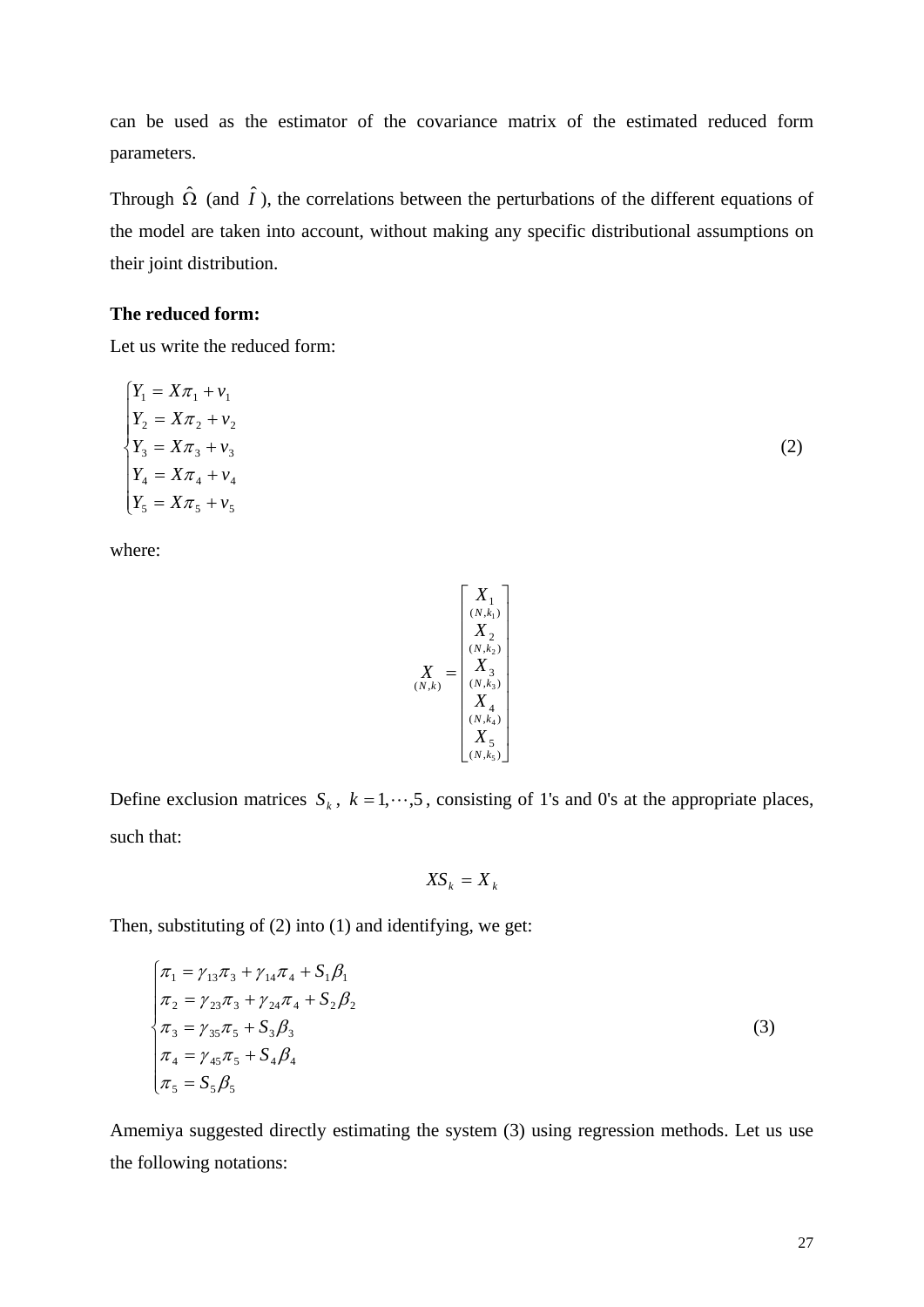can be used as the estimator of the covariance matrix of the estimated reduced form parameters.

Through $\hat{\Omega}$ (and $\hat{I}$), the correlations between the perturbations of the different equations of the model are taken into account, without making any specific distributional assumptions on their joint distribution.

**The reduced form:**

Let us write the reduced form:

$$\begin{cases} Y_1 = X\pi_1 + v_1 \\ Y_2 = X\pi_2 + v_2 \\ Y_3 = X\pi_3 + v_3 \\ Y_4 = X\pi_4 + v_4 \\ Y_5 = X\pi_5 + v_5 \end{cases} \tag{2}$$

where:

$$\underset{(N,k)}{X} = \begin{bmatrix} \underset{(N,k_1)}{X_1} \\ \underset{(N,k_2)}{X_2} \\ \underset{(N,k_3)}{X_3} \\ \underset{(N,k_4)}{X_4} \\ \underset{(N,k_5)}{X_5} \end{bmatrix}$$

Define exclusion matrices $S_k$, $k = 1, \cdots, 5$, consisting of 1's and 0's at the appropriate places, such that:

$$XS_k = X_k$$

Then, substituting of (2) into (1) and identifying, we get:

$$\begin{cases} \pi_1 = \gamma_{13}\pi_3 + \gamma_{14}\pi_4 + S_1\beta_1 \\ \pi_2 = \gamma_{23}\pi_3 + \gamma_{24}\pi_4 + S_2\beta_2 \\ \pi_3 = \gamma_{35}\pi_5 + S_3\beta_3 \\ \pi_4 = \gamma_{45}\pi_5 + S_4\beta_4 \\ \pi_5 = S_5\beta_5 \end{cases} \tag{3}$$

Amemiya suggested directly estimating the system (3) using regression methods. Let us use the following notations: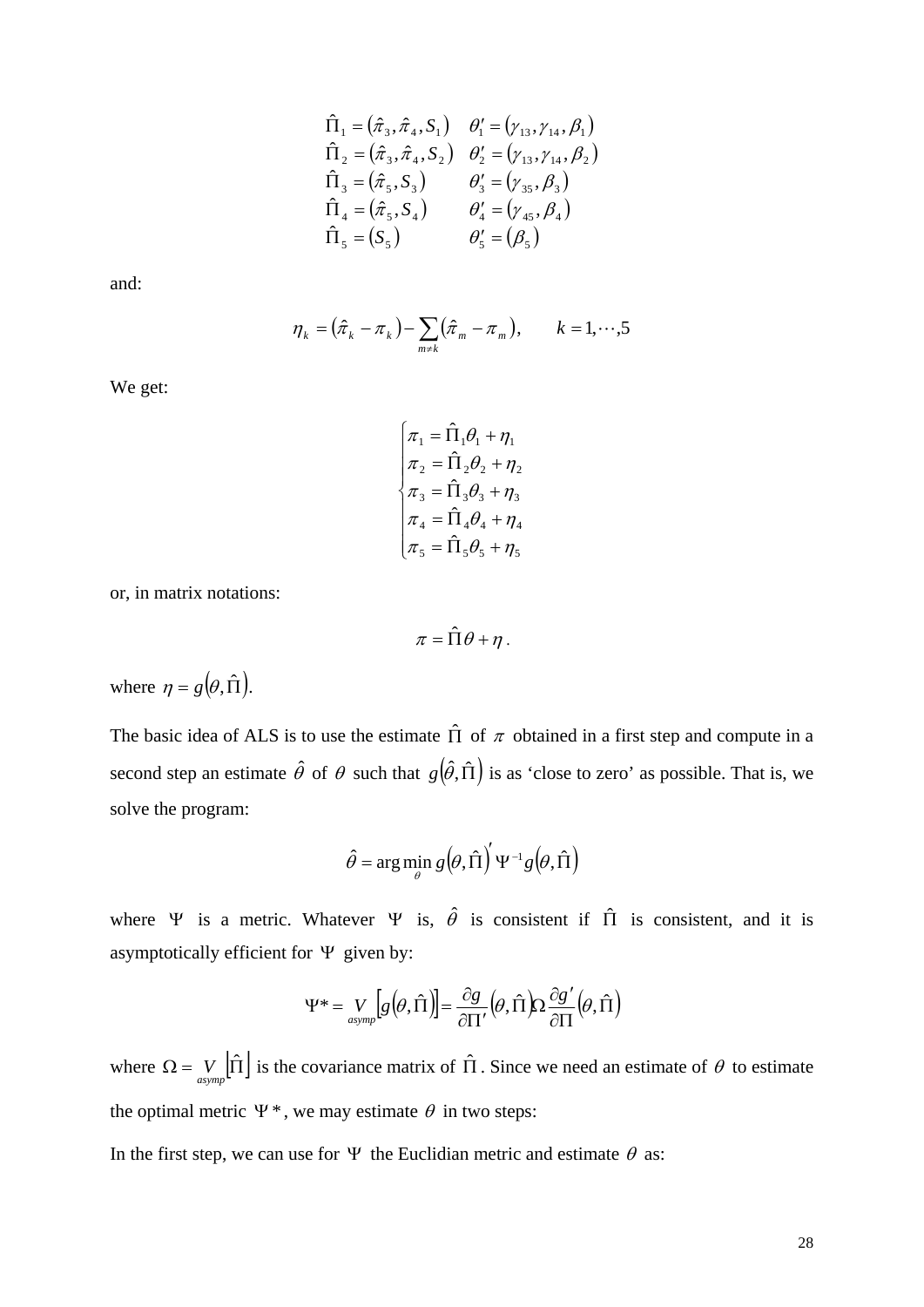$$
\begin{array}{ll}
\hat{\Pi}_1 = (\hat{\pi}_3, \hat{\pi}_4, S_1) & \theta_1' = (\gamma_{13}, \gamma_{14}, \beta_1) \\
\hat{\Pi}_2 = (\hat{\pi}_3, \hat{\pi}_4, S_2) & \theta_2' = (\gamma_{13}, \gamma_{14}, \beta_2) \\
\hat{\Pi}_3 = (\hat{\pi}_5, S_3) & \theta_3' = (\gamma_{35}, \beta_3) \\
\hat{\Pi}_4 = (\hat{\pi}_5, S_4) & \theta_4' = (\gamma_{45}, \beta_4) \\
\hat{\Pi}_5 = (S_5) & \theta_5' = (\beta_5)
\end{array}
$$

and:

$$
\eta_k = (\hat{\pi}_k - \pi_k) - \sum_{m \neq k} (\hat{\pi}_m - \pi_m), \qquad k = 1, \cdots, 5
$$

We get:

$$
\begin{cases}
\pi_1 = \hat{\Pi}_1 \theta_1 + \eta_1 \\
\pi_2 = \hat{\Pi}_2 \theta_2 + \eta_2 \\
\pi_3 = \hat{\Pi}_3 \theta_3 + \eta_3 \\
\pi_4 = \hat{\Pi}_4 \theta_4 + \eta_4 \\
\pi_5 = \hat{\Pi}_5 \theta_5 + \eta_5
\end{cases}
$$

or, in matrix notations:

$$
\pi = \hat{\Pi}\theta + \eta .
$$

where $\eta = g(\theta, \hat{\Pi})$.

The basic idea of ALS is to use the estimate $\hat{\Pi}$ of $\pi$ obtained in a first step and compute in a second step an estimate $\hat{\theta}$ of $\theta$ such that $g(\hat{\theta}, \hat{\Pi})$ is as 'close to zero' as possible. That is, we solve the program:

$$
\hat{\theta} = \arg\min_{\theta} g(\theta, \hat{\Pi})' \Psi^{-1} g(\theta, \hat{\Pi})
$$

where $\Psi$ is a metric. Whatever $\Psi$ is, $\hat{\theta}$ is consistent if $\hat{\Pi}$ is consistent, and it is asymptotically efficient for $\Psi$ given by:

$$
\Psi^* = \underset{asymp}{V}\left[g(\theta, \hat{\Pi})\right] = \frac{\partial g}{\partial \Pi'}(\theta, \hat{\Pi}) \Omega \frac{\partial g'}{\partial \Pi}(\theta, \hat{\Pi})
$$

where $\Omega = \underset{asymp}{V}\left[\hat{\Pi}\right]$ is the covariance matrix of $\hat{\Pi}$. Since we need an estimate of $\theta$ to estimate the optimal metric $\Psi^*$, we may estimate $\theta$ in two steps:

In the first step, we can use for $\Psi$ the Euclidian metric and estimate $\theta$ as: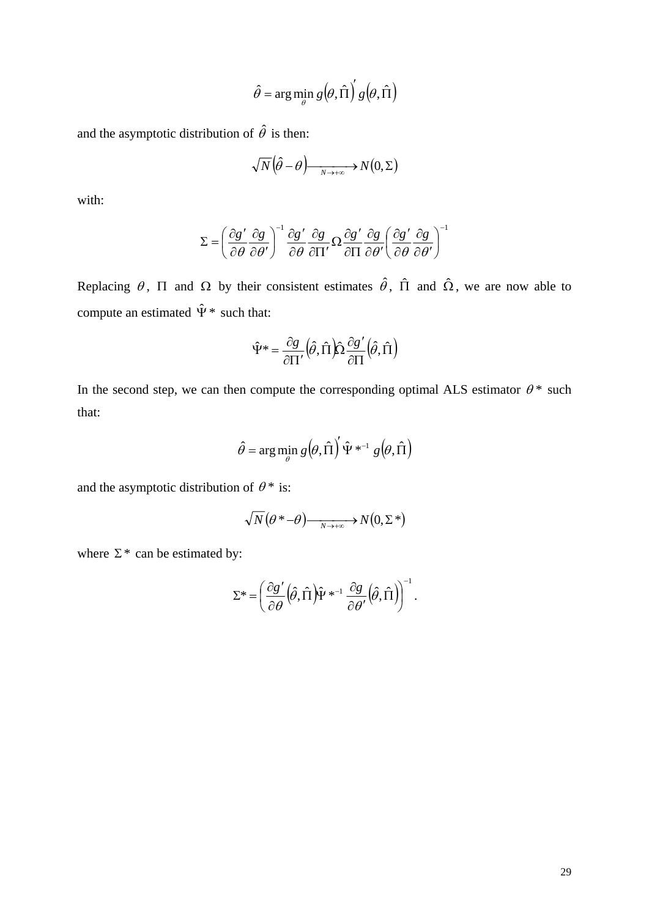$$\hat{\theta} = \arg\min_{\theta} g\left(\theta, \hat{\Pi}\right)' g\left(\theta, \hat{\Pi}\right)$$

and the asymptotic distribution of $\hat{\theta}$ is then:

$$\sqrt{N}\left(\hat{\theta} - \theta\right) \xrightarrow[N \to +\infty]{} N\left(0, \Sigma\right)$$

with:

$$\Sigma = \left(\frac{\partial g'}{\partial \theta}\frac{\partial g}{\partial \theta'}\right)^{-1} \frac{\partial g'}{\partial \theta}\frac{\partial g}{\partial \Pi'}\Omega\frac{\partial g'}{\partial \Pi}\frac{\partial g}{\partial \theta'}\left(\frac{\partial g'}{\partial \theta}\frac{\partial g}{\partial \theta'}\right)^{-1}$$

Replacing $\theta$, $\Pi$ and $\Omega$ by their consistent estimates $\hat{\theta}$, $\hat{\Pi}$ and $\hat{\Omega}$, we are now able to compute an estimated $\hat{\Psi}*$ such that:

$$\hat{\Psi}* = \frac{\partial g}{\partial \Pi'}\left(\hat{\theta}, \hat{\Pi}\right)\hat{\Omega}\frac{\partial g'}{\partial \Pi}\left(\hat{\theta}, \hat{\Pi}\right)$$

In the second step, we can then compute the corresponding optimal ALS estimator $\theta*$ such that:

$$\hat{\theta} = \arg\min_{\theta} g\left(\theta, \hat{\Pi}\right)' \hat{\Psi}*^{-1} g\left(\theta, \hat{\Pi}\right)$$

and the asymptotic distribution of $\theta*$ is:

$$\sqrt{N}\left(\theta* - \theta\right) \xrightarrow[N \to +\infty]{} N\left(0, \Sigma*\right)$$

where $\Sigma*$ can be estimated by:

$$\Sigma* = \left(\frac{\partial g'}{\partial \theta}\left(\hat{\theta}, \hat{\Pi}\right)\hat{\Psi}*^{-1}\frac{\partial g}{\partial \theta'}\left(\hat{\theta}, \hat{\Pi}\right)\right)^{-1}.$$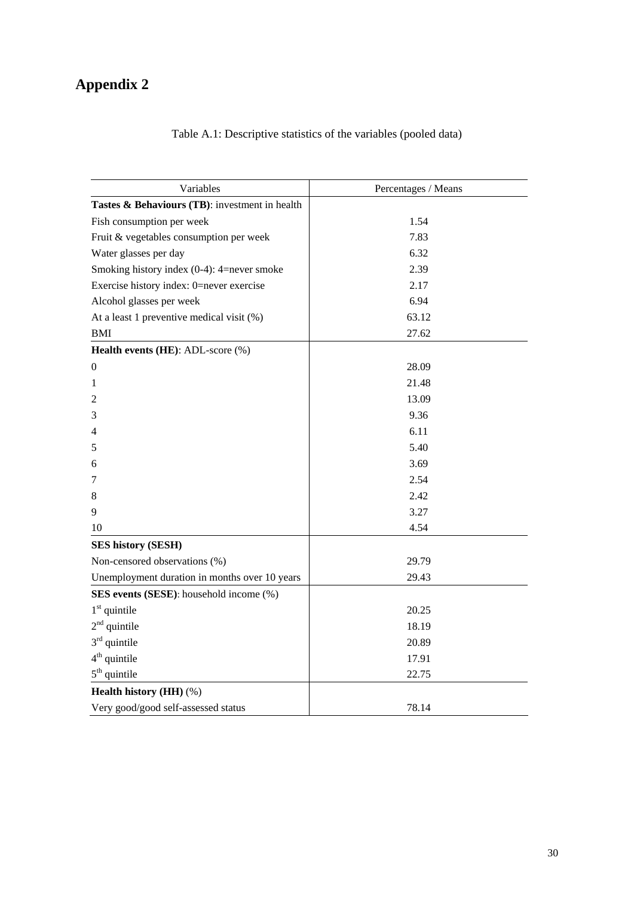# Appendix 2

Table A.1: Descriptive statistics of the variables (pooled data)

| Variables | Percentages / Means |
|---|---|
| **Tastes & Behaviours (TB)**: investment in health | |
| Fish consumption per week | 1.54 |
| Fruit & vegetables consumption per week | 7.83 |
| Water glasses per day | 6.32 |
| Smoking history index (0-4): 4=never smoke | 2.39 |
| Exercise history index: 0=never exercise | 2.17 |
| Alcohol glasses per week | 6.94 |
| At a least 1 preventive medical visit (%) | 63.12 |
| BMI | 27.62 |
| **Health events (HE)**: ADL-score (%) | |
| 0 | 28.09 |
| 1 | 21.48 |
| 2 | 13.09 |
| 3 | 9.36 |
| 4 | 6.11 |
| 5 | 5.40 |
| 6 | 3.69 |
| 7 | 2.54 |
| 8 | 2.42 |
| 9 | 3.27 |
| 10 | 4.54 |
| **SES history (SESH)** | |
| Non-censored observations (%) | 29.79 |
| Unemployment duration in months over 10 years | 29.43 |
| **SES events (SESE)**: household income (%) | |
| 1st quintile | 20.25 |
| 2nd quintile | 18.19 |
| 3rd quintile | 20.89 |
| 4th quintile | 17.91 |
| 5th quintile | 22.75 |
| **Health history (HH)** (%) | |
| Very good/good self-assessed status | 78.14 |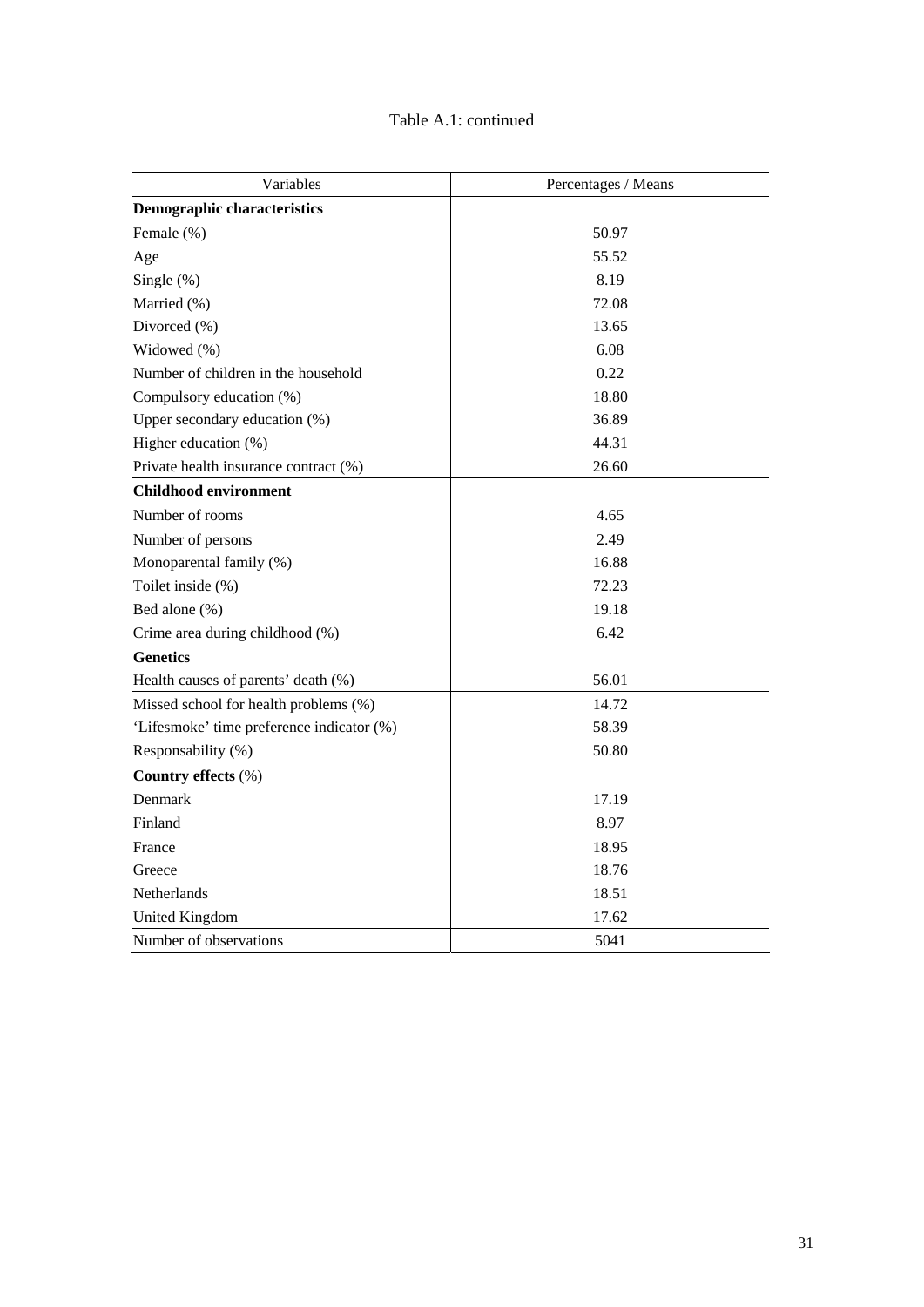Table A.1: continued

| Variables | Percentages / Means |
|---|---|
| **Demographic characteristics** | |
| Female (%) | 50.97 |
| Age | 55.52 |
| Single (%) | 8.19 |
| Married (%) | 72.08 |
| Divorced (%) | 13.65 |
| Widowed (%) | 6.08 |
| Number of children in the household | 0.22 |
| Compulsory education (%) | 18.80 |
| Upper secondary education (%) | 36.89 |
| Higher education (%) | 44.31 |
| Private health insurance contract (%) | 26.60 |
| **Childhood environment** | |
| Number of rooms | 4.65 |
| Number of persons | 2.49 |
| Monoparental family (%) | 16.88 |
| Toilet inside (%) | 72.23 |
| Bed alone (%) | 19.18 |
| Crime area during childhood (%) | 6.42 |
| **Genetics** | |
| Health causes of parents' death (%) | 56.01 |
| Missed school for health problems (%) | 14.72 |
| 'Lifesmoke' time preference indicator (%) | 58.39 |
| Responsability (%) | 50.80 |
| **Country effects** (%) | |
| Denmark | 17.19 |
| Finland | 8.97 |
| France | 18.95 |
| Greece | 18.76 |
| Netherlands | 18.51 |
| United Kingdom | 17.62 |
| Number of observations | 5041 |